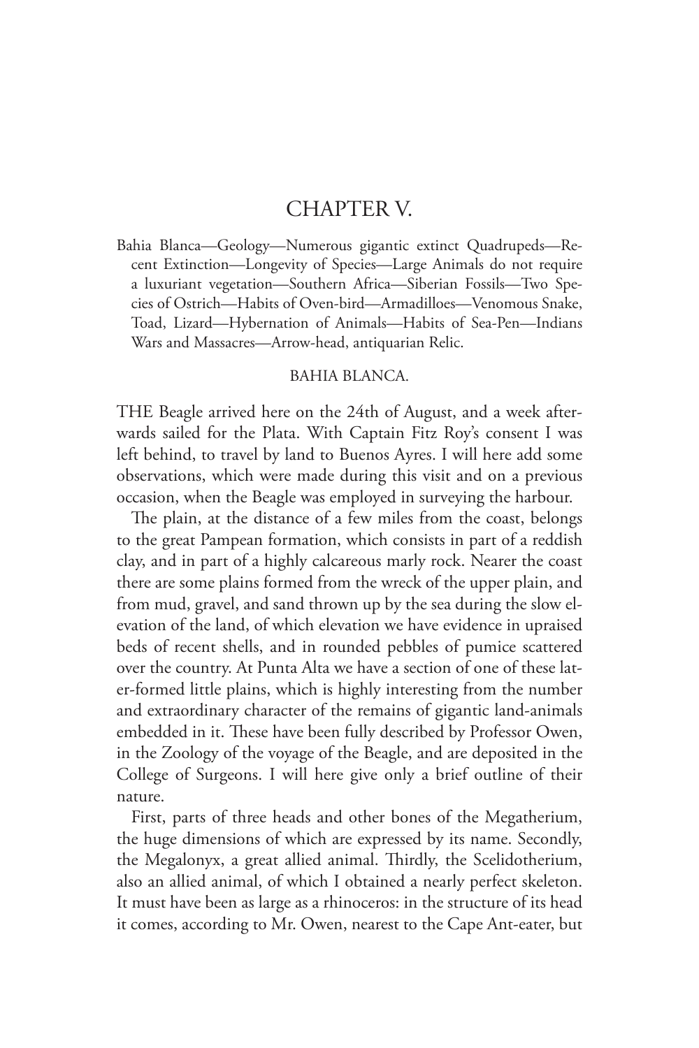# CHAPTER V.

Bahia Blanca—Geology—Numerous gigantic extinct Quadrupeds—Recent Extinction—Longevity of Species—Large Animals do not require a luxuriant vegetation—Southern Africa—Siberian Fossils—Two Species of Ostrich—Habits of Oven-bird—Armadilloes—Venomous Snake, Toad, Lizard—Hybernation of Animals—Habits of Sea-Pen—Indians Wars and Massacres—Arrow-head, antiquarian Relic.

## BAHIA BLANCA.

THE Beagle arrived here on the 24th of August, and a week afterwards sailed for the Plata. With Captain Fitz Roy's consent I was left behind, to travel by land to Buenos Ayres. I will here add some observations, which were made during this visit and on a previous occasion, when the Beagle was employed in surveying the harbour.

The plain, at the distance of a few miles from the coast, belongs to the great Pampean formation, which consists in part of a reddish clay, and in part of a highly calcareous marly rock. Nearer the coast there are some plains formed from the wreck of the upper plain, and from mud, gravel, and sand thrown up by the sea during the slow elevation of the land, of which elevation we have evidence in upraised beds of recent shells, and in rounded pebbles of pumice scattered over the country. At Punta Alta we have a section of one of these later-formed little plains, which is highly interesting from the number and extraordinary character of the remains of gigantic land-animals embedded in it. These have been fully described by Professor Owen, in the Zoology of the voyage of the Beagle, and are deposited in the College of Surgeons. I will here give only a brief outline of their nature.

First, parts of three heads and other bones of the Megatherium, the huge dimensions of which are expressed by its name. Secondly, the Megalonyx, a great allied animal. Thirdly, the Scelidotherium, also an allied animal, of which I obtained a nearly perfect skeleton. It must have been as large as a rhinoceros: in the structure of its head it comes, according to Mr. Owen, nearest to the Cape Ant-eater, but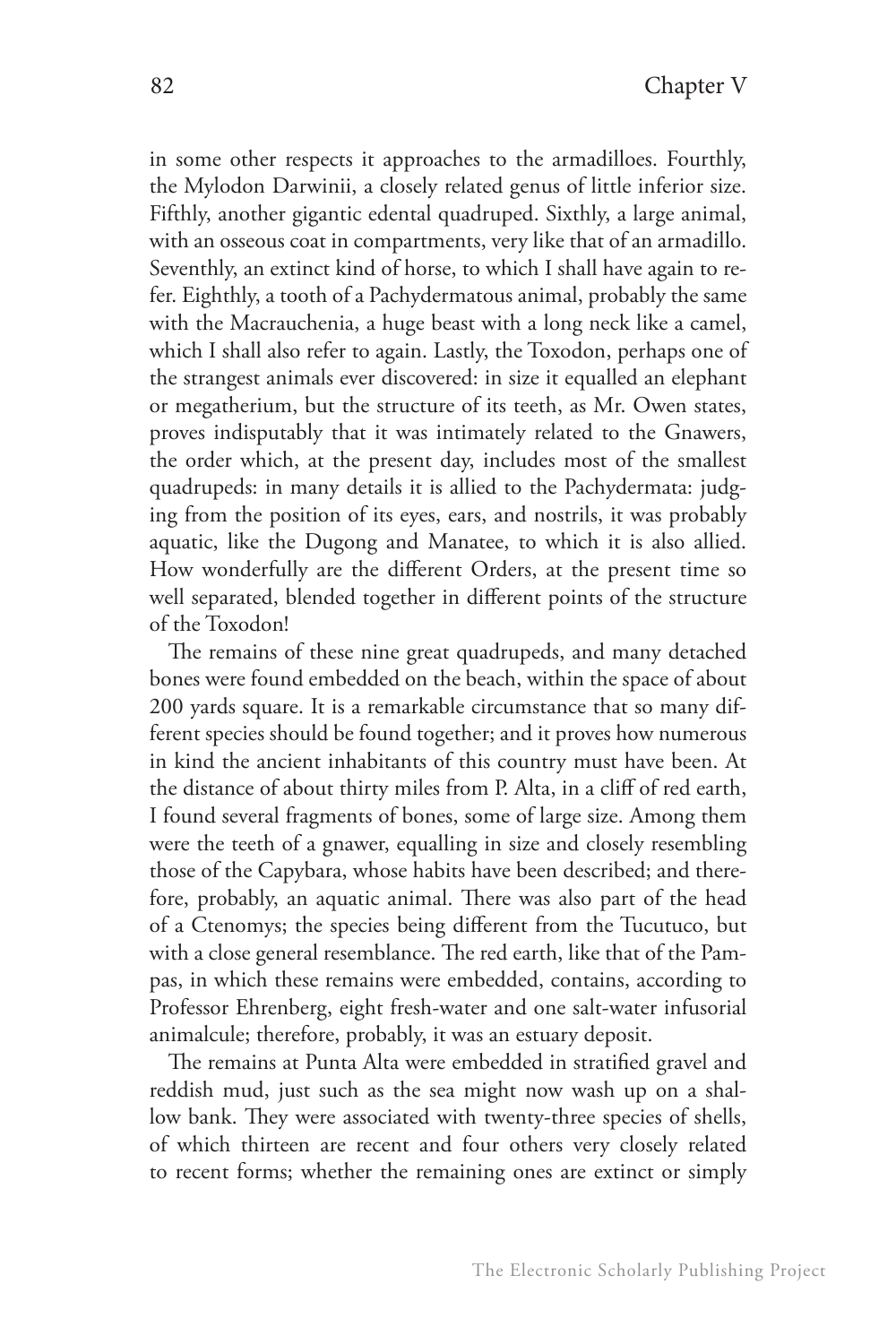in some other respects it approaches to the armadilloes. Fourthly, the Mylodon Darwinii, a closely related genus of little inferior size. Fifthly, another gigantic edental quadruped. Sixthly, a large animal, with an osseous coat in compartments, very like that of an armadillo. Seventhly, an extinct kind of horse, to which I shall have again to refer. Eighthly, a tooth of a Pachydermatous animal, probably the same with the Macrauchenia, a huge beast with a long neck like a camel, which I shall also refer to again. Lastly, the Toxodon, perhaps one of the strangest animals ever discovered: in size it equalled an elephant or megatherium, but the structure of its teeth, as Mr. Owen states, proves indisputably that it was intimately related to the Gnawers, the order which, at the present day, includes most of the smallest quadrupeds: in many details it is allied to the Pachydermata: judging from the position of its eyes, ears, and nostrils, it was probably aquatic, like the Dugong and Manatee, to which it is also allied. How wonderfully are the different Orders, at the present time so well separated, blended together in different points of the structure of the Toxodon!

The remains of these nine great quadrupeds, and many detached bones were found embedded on the beach, within the space of about 200 yards square. It is a remarkable circumstance that so many different species should be found together; and it proves how numerous in kind the ancient inhabitants of this country must have been. At the distance of about thirty miles from P. Alta, in a cliff of red earth, I found several fragments of bones, some of large size. Among them were the teeth of a gnawer, equalling in size and closely resembling those of the Capybara, whose habits have been described; and therefore, probably, an aquatic animal. There was also part of the head of a Ctenomys; the species being different from the Tucutuco, but with a close general resemblance. The red earth, like that of the Pampas, in which these remains were embedded, contains, according to Professor Ehrenberg, eight fresh-water and one salt-water infusorial animalcule; therefore, probably, it was an estuary deposit.

The remains at Punta Alta were embedded in stratified gravel and reddish mud, just such as the sea might now wash up on a shallow bank. They were associated with twenty-three species of shells, of which thirteen are recent and four others very closely related to recent forms; whether the remaining ones are extinct or simply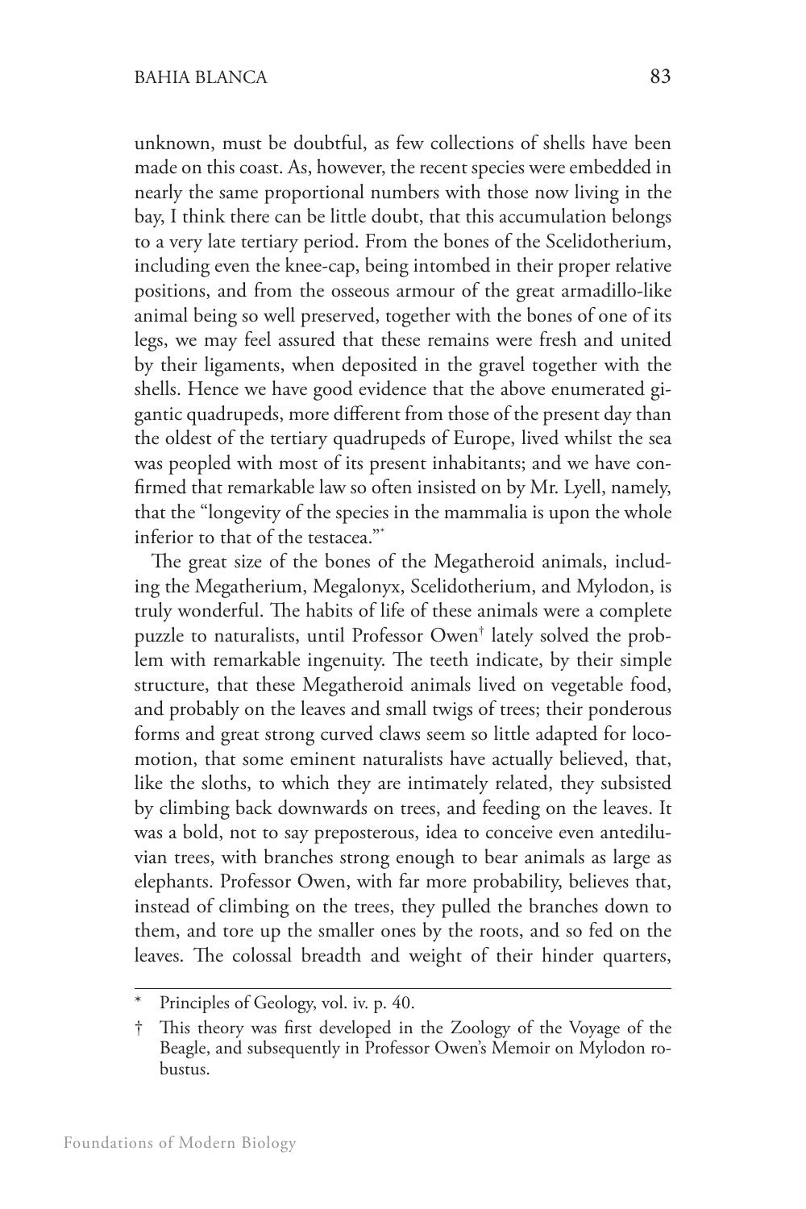unknown, must be doubtful, as few collections of shells have been made on this coast. As, however, the recent species were embedded in nearly the same proportional numbers with those now living in the bay, I think there can be little doubt, that this accumulation belongs to a very late tertiary period. From the bones of the Scelidotherium, including even the knee-cap, being intombed in their proper relative positions, and from the osseous armour of the great armadillo-like animal being so well preserved, together with the bones of one of its legs, we may feel assured that these remains were fresh and united by their ligaments, when deposited in the gravel together with the shells. Hence we have good evidence that the above enumerated gigantic quadrupeds, more different from those of the present day than the oldest of the tertiary quadrupeds of Europe, lived whilst the sea was peopled with most of its present inhabitants; and we have confirmed that remarkable law so often insisted on by Mr. Lyell, namely, that the "longevity of the species in the mammalia is upon the whole inferior to that of the testacea."*

The great size of the bones of the Megatheroid animals, including the Megatherium, Megalonyx, Scelidotherium, and Mylodon, is truly wonderful. The habits of life of these animals were a complete puzzle to naturalists, until Professor Owen† lately solved the problem with remarkable ingenuity. The teeth indicate, by their simple structure, that these Megatheroid animals lived on vegetable food, and probably on the leaves and small twigs of trees; their ponderous forms and great strong curved claws seem so little adapted for locomotion, that some eminent naturalists have actually believed, that, like the sloths, to which they are intimately related, they subsisted by climbing back downwards on trees, and feeding on the leaves. It was a bold, not to say preposterous, idea to conceive even antediluvian trees, with branches strong enough to bear animals as large as elephants. Professor Owen, with far more probability, believes that, instead of climbing on the trees, they pulled the branches down to them, and tore up the smaller ones by the roots, and so fed on the leaves. The colossal breadth and weight of their hinder quarters,

---

\* Principles of Geology, vol. iv. p. 40.

† This theory was first developed in the Zoology of the Voyage of the Beagle, and subsequently in Professor Owen's Memoir on Mylodon robustus.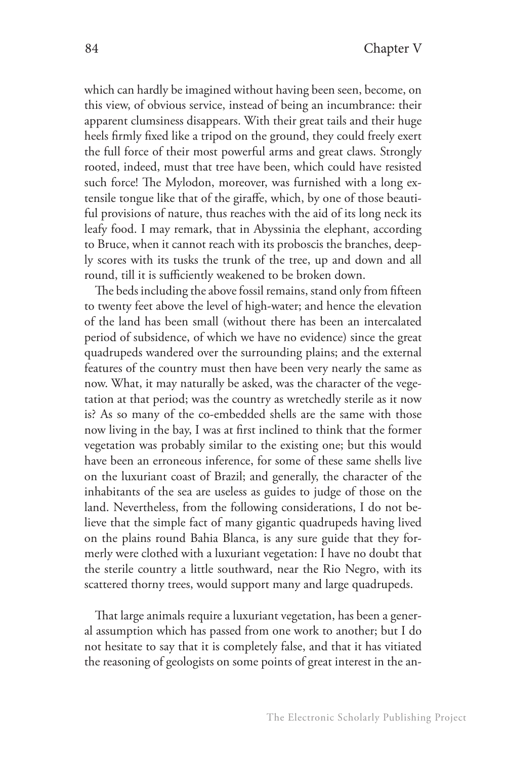which can hardly be imagined without having been seen, become, on this view, of obvious service, instead of being an incumbrance: their apparent clumsiness disappears. With their great tails and their huge heels firmly fixed like a tripod on the ground, they could freely exert the full force of their most powerful arms and great claws. Strongly rooted, indeed, must that tree have been, which could have resisted such force! The Mylodon, moreover, was furnished with a long extensile tongue like that of the giraffe, which, by one of those beautiful provisions of nature, thus reaches with the aid of its long neck its leafy food. I may remark, that in Abyssinia the elephant, according to Bruce, when it cannot reach with its proboscis the branches, deeply scores with its tusks the trunk of the tree, up and down and all round, till it is sufficiently weakened to be broken down.

The beds including the above fossil remains, stand only from fifteen to twenty feet above the level of high-water; and hence the elevation of the land has been small (without there has been an intercalated period of subsidence, of which we have no evidence) since the great quadrupeds wandered over the surrounding plains; and the external features of the country must then have been very nearly the same as now. What, it may naturally be asked, was the character of the vegetation at that period; was the country as wretchedly sterile as it now is? As so many of the co-embedded shells are the same with those now living in the bay, I was at first inclined to think that the former vegetation was probably similar to the existing one; but this would have been an erroneous inference, for some of these same shells live on the luxuriant coast of Brazil; and generally, the character of the inhabitants of the sea are useless as guides to judge of those on the land. Nevertheless, from the following considerations, I do not believe that the simple fact of many gigantic quadrupeds having lived on the plains round Bahia Blanca, is any sure guide that they formerly were clothed with a luxuriant vegetation: I have no doubt that the sterile country a little southward, near the Rio Negro, with its scattered thorny trees, would support many and large quadrupeds.

That large animals require a luxuriant vegetation, has been a general assumption which has passed from one work to another; but I do not hesitate to say that it is completely false, and that it has vitiated the reasoning of geologists on some points of great interest in the an-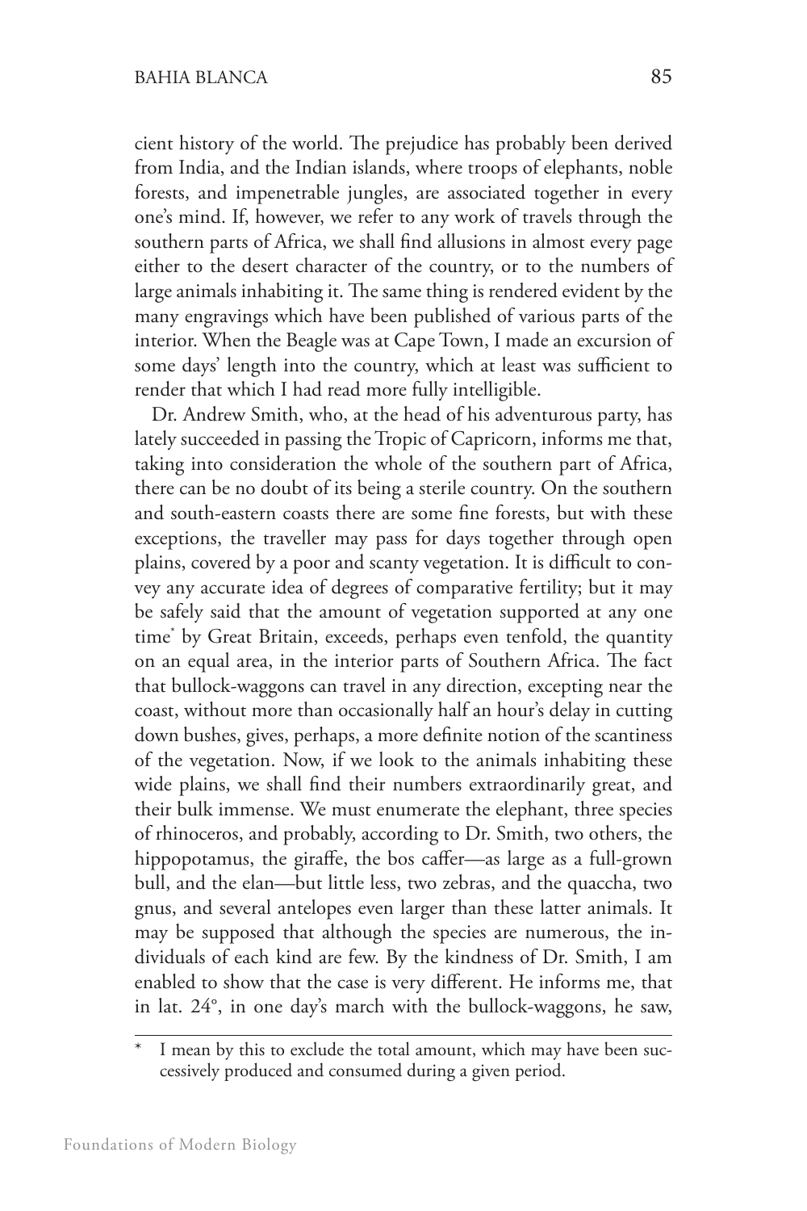cient history of the world. The prejudice has probably been derived from India, and the Indian islands, where troops of elephants, noble forests, and impenetrable jungles, are associated together in every one's mind. If, however, we refer to any work of travels through the southern parts of Africa, we shall find allusions in almost every page either to the desert character of the country, or to the numbers of large animals inhabiting it. The same thing is rendered evident by the many engravings which have been published of various parts of the interior. When the Beagle was at Cape Town, I made an excursion of some days' length into the country, which at least was sufficient to render that which I had read more fully intelligible.

Dr. Andrew Smith, who, at the head of his adventurous party, has lately succeeded in passing the Tropic of Capricorn, informs me that, taking into consideration the whole of the southern part of Africa, there can be no doubt of its being a sterile country. On the southern and south-eastern coasts there are some fine forests, but with these exceptions, the traveller may pass for days together through open plains, covered by a poor and scanty vegetation. It is difficult to convey any accurate idea of degrees of comparative fertility; but it may be safely said that the amount of vegetation supported at any one time* by Great Britain, exceeds, perhaps even tenfold, the quantity on an equal area, in the interior parts of Southern Africa. The fact that bullock-waggons can travel in any direction, excepting near the coast, without more than occasionally half an hour's delay in cutting down bushes, gives, perhaps, a more definite notion of the scantiness of the vegetation. Now, if we look to the animals inhabiting these wide plains, we shall find their numbers extraordinarily great, and their bulk immense. We must enumerate the elephant, three species of rhinoceros, and probably, according to Dr. Smith, two others, the hippopotamus, the giraffe, the bos caffer—as large as a full-grown bull, and the elan—but little less, two zebras, and the quaccha, two gnus, and several antelopes even larger than these latter animals. It may be supposed that although the species are numerous, the individuals of each kind are few. By the kindness of Dr. Smith, I am enabled to show that the case is very different. He informs me, that in lat. 24°, in one day's march with the bullock-waggons, he saw,

---

* I mean by this to exclude the total amount, which may have been successively produced and consumed during a given period.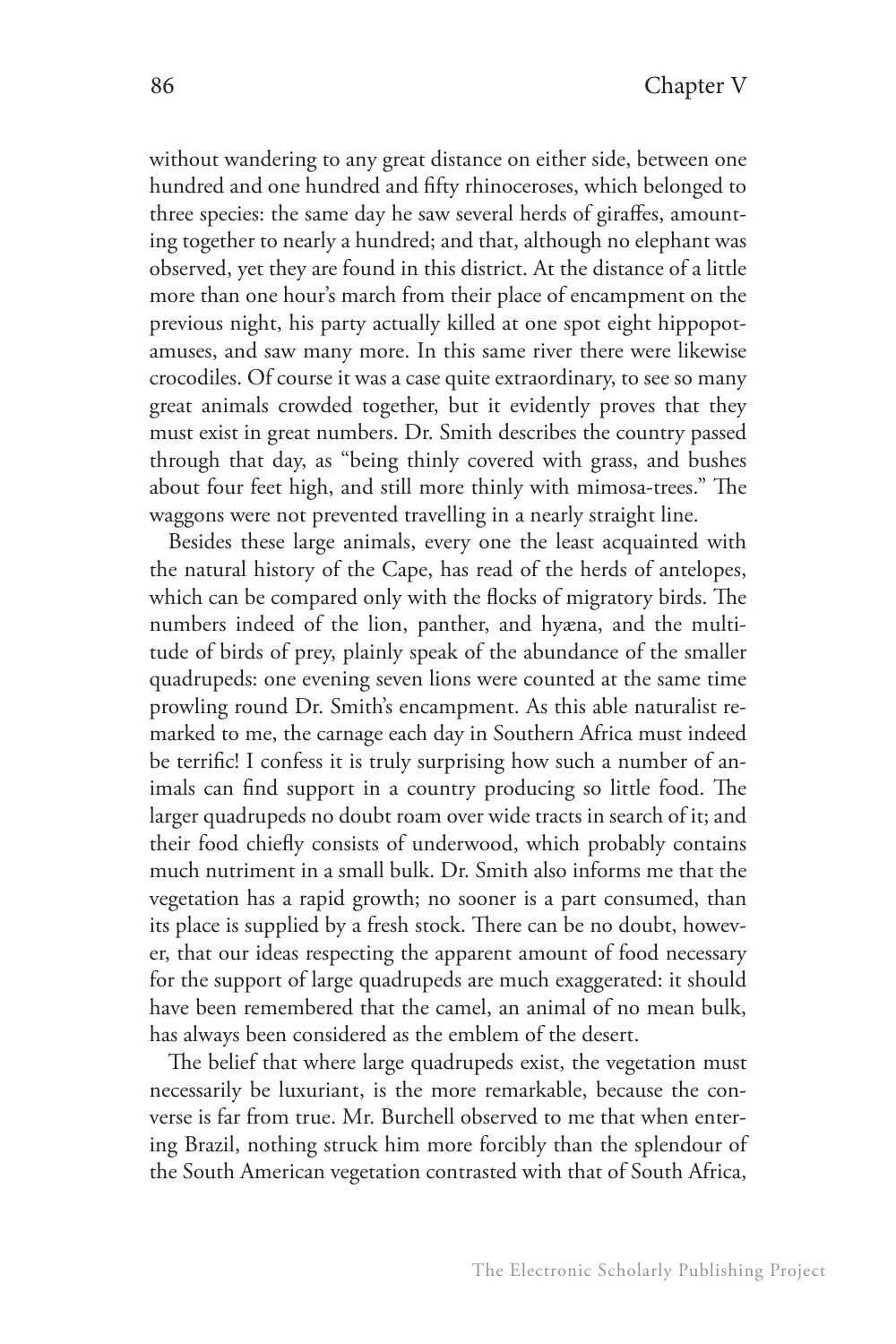without wandering to any great distance on either side, between one hundred and one hundred and fifty rhinoceroses, which belonged to three species: the same day he saw several herds of giraffes, amounting together to nearly a hundred; and that, although no elephant was observed, yet they are found in this district. At the distance of a little more than one hour's march from their place of encampment on the previous night, his party actually killed at one spot eight hippopotamuses, and saw many more. In this same river there were likewise crocodiles. Of course it was a case quite extraordinary, to see so many great animals crowded together, but it evidently proves that they must exist in great numbers. Dr. Smith describes the country passed through that day, as "being thinly covered with grass, and bushes about four feet high, and still more thinly with mimosa-trees." The waggons were not prevented travelling in a nearly straight line.

Besides these large animals, every one the least acquainted with the natural history of the Cape, has read of the herds of antelopes, which can be compared only with the flocks of migratory birds. The numbers indeed of the lion, panther, and hyæna, and the multitude of birds of prey, plainly speak of the abundance of the smaller quadrupeds: one evening seven lions were counted at the same time prowling round Dr. Smith's encampment. As this able naturalist remarked to me, the carnage each day in Southern Africa must indeed be terrific! I confess it is truly surprising how such a number of animals can find support in a country producing so little food. The larger quadrupeds no doubt roam over wide tracts in search of it; and their food chiefly consists of underwood, which probably contains much nutriment in a small bulk. Dr. Smith also informs me that the vegetation has a rapid growth; no sooner is a part consumed, than its place is supplied by a fresh stock. There can be no doubt, however, that our ideas respecting the apparent amount of food necessary for the support of large quadrupeds are much exaggerated: it should have been remembered that the camel, an animal of no mean bulk, has always been considered as the emblem of the desert.

The belief that where large quadrupeds exist, the vegetation must necessarily be luxuriant, is the more remarkable, because the converse is far from true. Mr. Burchell observed to me that when entering Brazil, nothing struck him more forcibly than the splendour of the South American vegetation contrasted with that of South Africa,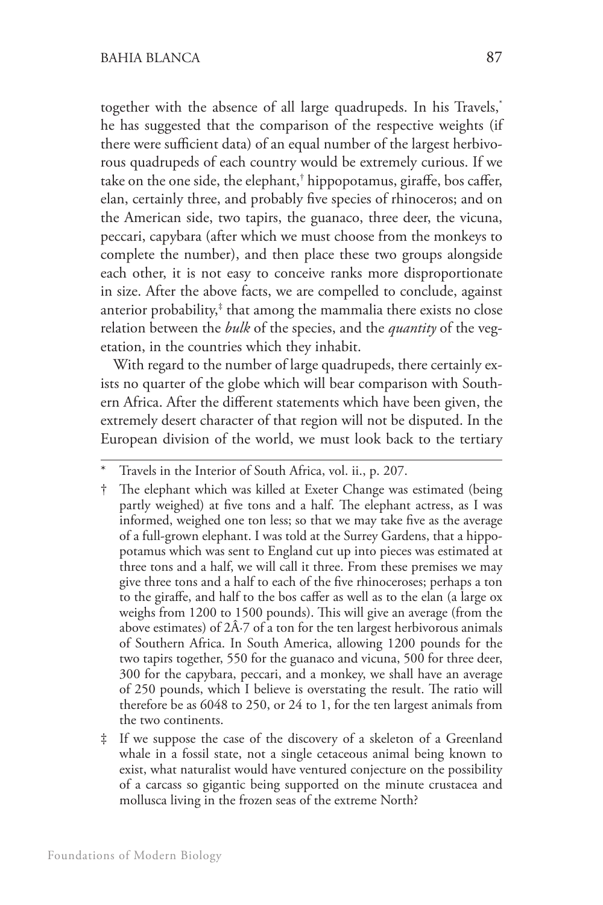together with the absence of all large quadrupeds. In his Travels,[*] he has suggested that the comparison of the respective weights (if there were sufficient data) of an equal number of the largest herbivorous quadrupeds of each country would be extremely curious. If we take on the one side, the elephant,[†] hippopotamus, giraffe, bos caffer, elan, certainly three, and probably five species of rhinoceros; and on the American side, two tapirs, the guanaco, three deer, the vicuna, peccari, capybara (after which we must choose from the monkeys to complete the number), and then place these two groups alongside each other, it is not easy to conceive ranks more disproportionate in size. After the above facts, we are compelled to conclude, against anterior probability,[‡] that among the mammalia there exists no close relation between the *bulk* of the species, and the *quantity* of the vegetation, in the countries which they inhabit.

With regard to the number of large quadrupeds, there certainly exists no quarter of the globe which will bear comparison with Southern Africa. After the different statements which have been given, the extremely desert character of that region will not be disputed. In the European division of the world, we must look back to the tertiary

---

[*] Travels in the Interior of South Africa, vol. ii., p. 207.

[†] The elephant which was killed at Exeter Change was estimated (being partly weighed) at five tons and a half. The elephant actress, as I was informed, weighed one ton less; so that we may take five as the average of a full-grown elephant. I was told at the Surrey Gardens, that a hippopotamus which was sent to England cut up into pieces was estimated at three tons and a half, we will call it three. From these premises we may give three tons and a half to each of the five rhinoceroses; perhaps a ton to the giraffe, and half to the bos caffer as well as to the elan (a large ox weighs from 1200 to 1500 pounds). This will give an average (from the above estimates) of 2Â·7 of a ton for the ten largest herbivorous animals of Southern Africa. In South America, allowing 1200 pounds for the two tapirs together, 550 for the guanaco and vicuna, 500 for three deer, 300 for the capybara, peccari, and a monkey, we shall have an average of 250 pounds, which I believe is overstating the result. The ratio will therefore be as 6048 to 250, or 24 to 1, for the ten largest animals from the two continents.

[‡] If we suppose the case of the discovery of a skeleton of a Greenland whale in a fossil state, not a single cetaceous animal being known to exist, what naturalist would have ventured conjecture on the possibility of a carcass so gigantic being supported on the minute crustacea and mollusca living in the frozen seas of the extreme North?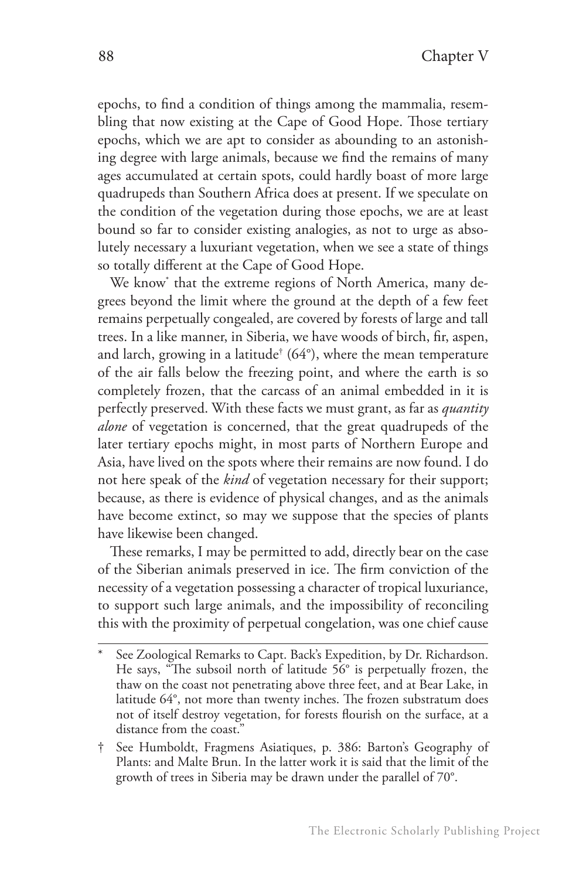epochs, to find a condition of things among the mammalia, resembling that now existing at the Cape of Good Hope. Those tertiary epochs, which we are apt to consider as abounding to an astonishing degree with large animals, because we find the remains of many ages accumulated at certain spots, could hardly boast of more large quadrupeds than Southern Africa does at present. If we speculate on the condition of the vegetation during those epochs, we are at least bound so far to consider existing analogies, as not to urge as absolutely necessary a luxuriant vegetation, when we see a state of things so totally different at the Cape of Good Hope.

We know* that the extreme regions of North America, many degrees beyond the limit where the ground at the depth of a few feet remains perpetually congealed, are covered by forests of large and tall trees. In a like manner, in Siberia, we have woods of birch, fir, aspen, and larch, growing in a latitude† (64°), where the mean temperature of the air falls below the freezing point, and where the earth is so completely frozen, that the carcass of an animal embedded in it is perfectly preserved. With these facts we must grant, as far as *quantity alone* of vegetation is concerned, that the great quadrupeds of the later tertiary epochs might, in most parts of Northern Europe and Asia, have lived on the spots where their remains are now found. I do not here speak of the *kind* of vegetation necessary for their support; because, as there is evidence of physical changes, and as the animals have become extinct, so may we suppose that the species of plants have likewise been changed.

These remarks, I may be permitted to add, directly bear on the case of the Siberian animals preserved in ice. The firm conviction of the necessity of a vegetation possessing a character of tropical luxuriance, to support such large animals, and the impossibility of reconciling this with the proximity of perpetual congelation, was one chief cause

---

\* See Zoological Remarks to Capt. Back's Expedition, by Dr. Richardson. He says, "The subsoil north of latitude 56° is perpetually frozen, the thaw on the coast not penetrating above three feet, and at Bear Lake, in latitude 64°, not more than twenty inches. The frozen substratum does not of itself destroy vegetation, for forests flourish on the surface, at a distance from the coast."

† See Humboldt, Fragmens Asiatiques, p. 386: Barton's Geography of Plants: and Malte Brun. In the latter work it is said that the limit of the growth of trees in Siberia may be drawn under the parallel of 70°.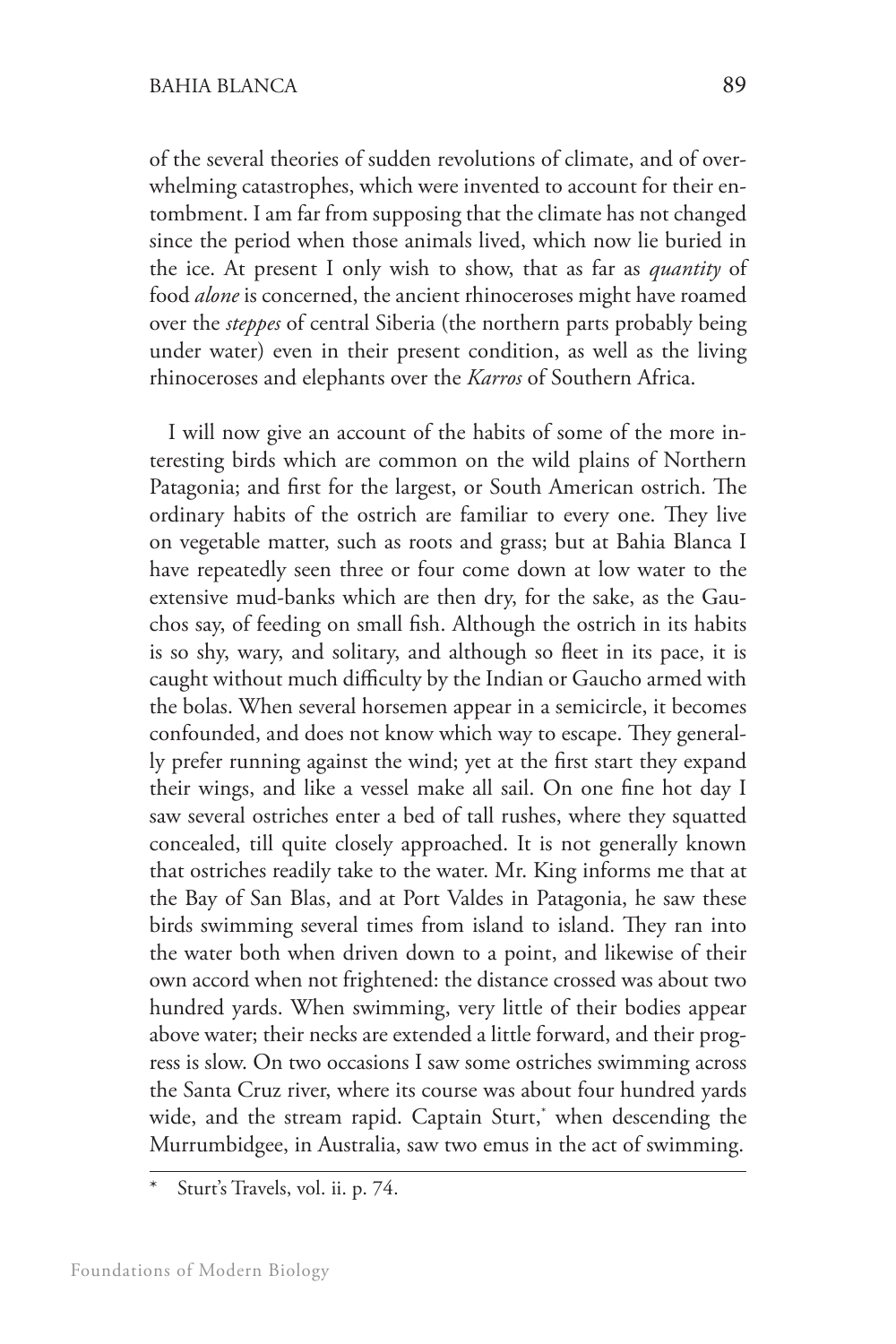of the several theories of sudden revolutions of climate, and of overwhelming catastrophes, which were invented to account for their entombment. I am far from supposing that the climate has not changed since the period when those animals lived, which now lie buried in the ice. At present I only wish to show, that as far as *quantity* of food *alone* is concerned, the ancient rhinoceroses might have roamed over the *steppes* of central Siberia (the northern parts probably being under water) even in their present condition, as well as the living rhinoceroses and elephants over the *Karros* of Southern Africa.

I will now give an account of the habits of some of the more interesting birds which are common on the wild plains of Northern Patagonia; and first for the largest, or South American ostrich. The ordinary habits of the ostrich are familiar to every one. They live on vegetable matter, such as roots and grass; but at Bahia Blanca I have repeatedly seen three or four come down at low water to the extensive mud-banks which are then dry, for the sake, as the Gauchos say, of feeding on small fish. Although the ostrich in its habits is so shy, wary, and solitary, and although so fleet in its pace, it is caught without much difficulty by the Indian or Gaucho armed with the bolas. When several horsemen appear in a semicircle, it becomes confounded, and does not know which way to escape. They generally prefer running against the wind; yet at the first start they expand their wings, and like a vessel make all sail. On one fine hot day I saw several ostriches enter a bed of tall rushes, where they squatted concealed, till quite closely approached. It is not generally known that ostriches readily take to the water. Mr. King informs me that at the Bay of San Blas, and at Port Valdes in Patagonia, he saw these birds swimming several times from island to island. They ran into the water both when driven down to a point, and likewise of their own accord when not frightened: the distance crossed was about two hundred yards. When swimming, very little of their bodies appear above water; their necks are extended a little forward, and their progress is slow. On two occasions I saw some ostriches swimming across the Santa Cruz river, where its course was about four hundred yards wide, and the stream rapid. Captain Sturt,* when descending the Murrumbidgee, in Australia, saw two emus in the act of swimming.

---

\* Sturt's Travels, vol. ii. p. 74.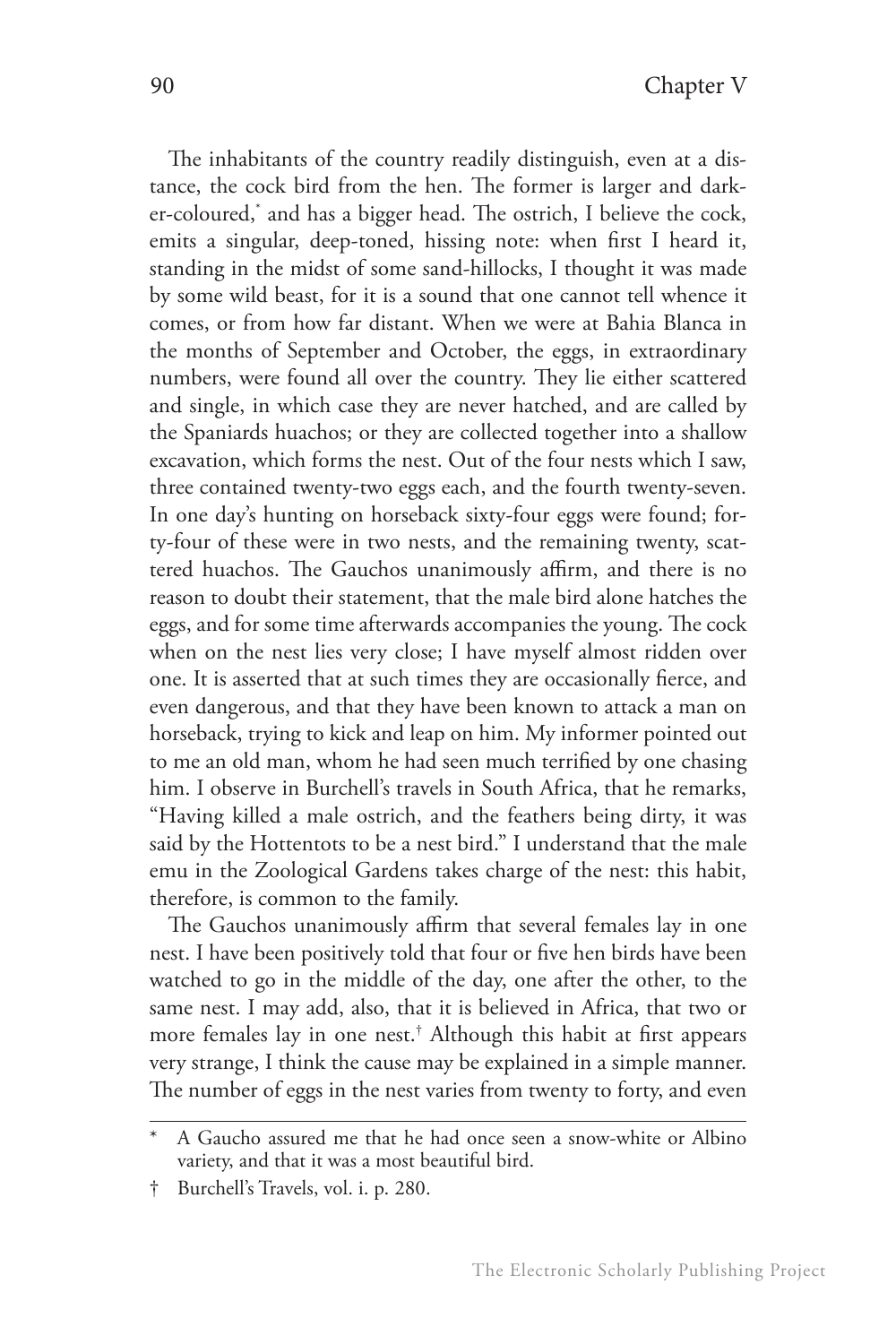The inhabitants of the country readily distinguish, even at a distance, the cock bird from the hen. The former is larger and darker-coloured,* and has a bigger head. The ostrich, I believe the cock, emits a singular, deep-toned, hissing note: when first I heard it, standing in the midst of some sand-hillocks, I thought it was made by some wild beast, for it is a sound that one cannot tell whence it comes, or from how far distant. When we were at Bahia Blanca in the months of September and October, the eggs, in extraordinary numbers, were found all over the country. They lie either scattered and single, in which case they are never hatched, and are called by the Spaniards huachos; or they are collected together into a shallow excavation, which forms the nest. Out of the four nests which I saw, three contained twenty-two eggs each, and the fourth twenty-seven. In one day's hunting on horseback sixty-four eggs were found; forty-four of these were in two nests, and the remaining twenty, scattered huachos. The Gauchos unanimously affirm, and there is no reason to doubt their statement, that the male bird alone hatches the eggs, and for some time afterwards accompanies the young. The cock when on the nest lies very close; I have myself almost ridden over one. It is asserted that at such times they are occasionally fierce, and even dangerous, and that they have been known to attack a man on horseback, trying to kick and leap on him. My informer pointed out to me an old man, whom he had seen much terrified by one chasing him. I observe in Burchell's travels in South Africa, that he remarks, "Having killed a male ostrich, and the feathers being dirty, it was said by the Hottentots to be a nest bird." I understand that the male emu in the Zoological Gardens takes charge of the nest: this habit, therefore, is common to the family.

The Gauchos unanimously affirm that several females lay in one nest. I have been positively told that four or five hen birds have been watched to go in the middle of the day, one after the other, to the same nest. I may add, also, that it is believed in Africa, that two or more females lay in one nest.† Although this habit at first appears very strange, I think the cause may be explained in a simple manner. The number of eggs in the nest varies from twenty to forty, and even

---

* A Gaucho assured me that he had once seen a snow-white or Albino variety, and that it was a most beautiful bird.

† Burchell's Travels, vol. i. p. 280.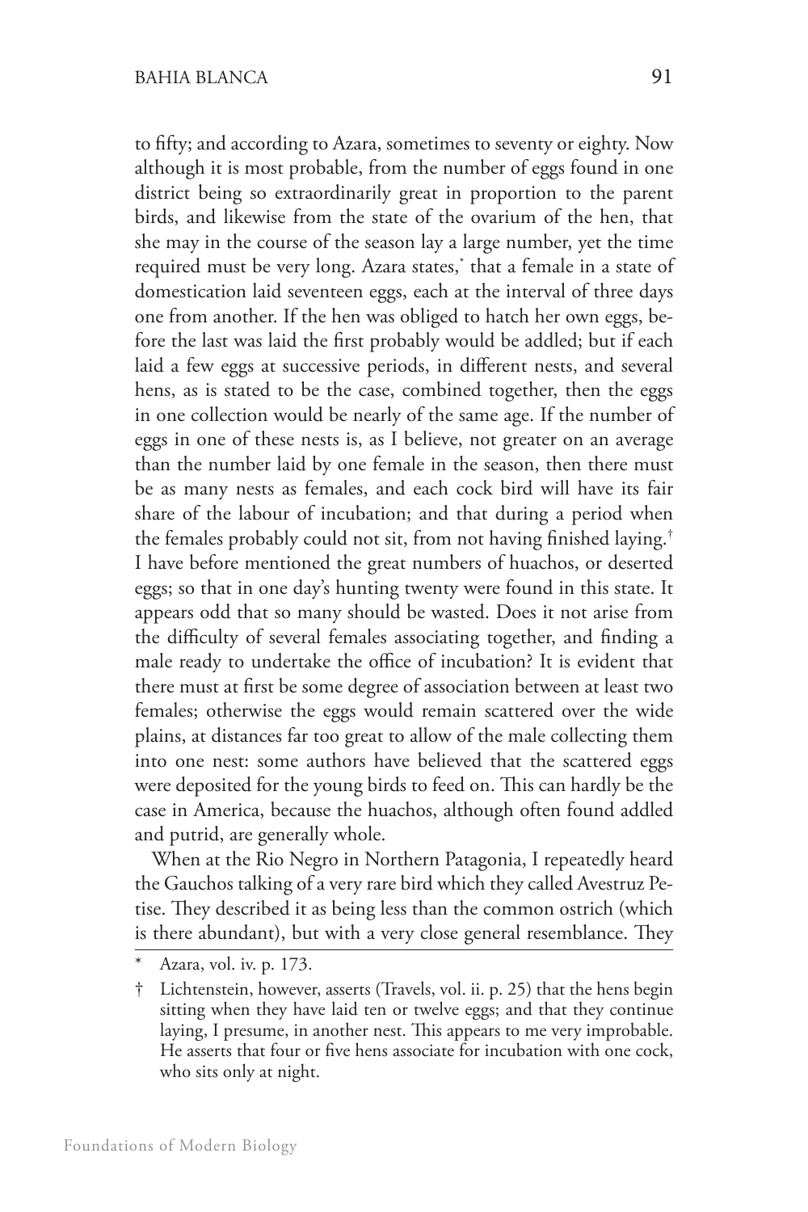to fifty; and according to Azara, sometimes to seventy or eighty. Now although it is most probable, from the number of eggs found in one district being so extraordinarily great in proportion to the parent birds, and likewise from the state of the ovarium of the hen, that she may in the course of the season lay a large number, yet the time required must be very long. Azara states,* that a female in a state of domestication laid seventeen eggs, each at the interval of three days one from another. If the hen was obliged to hatch her own eggs, before the last was laid the first probably would be addled; but if each laid a few eggs at successive periods, in different nests, and several hens, as is stated to be the case, combined together, then the eggs in one collection would be nearly of the same age. If the number of eggs in one of these nests is, as I believe, not greater on an average than the number laid by one female in the season, then there must be as many nests as females, and each cock bird will have its fair share of the labour of incubation; and that during a period when the females probably could not sit, from not having finished laying.† I have before mentioned the great numbers of huachos, or deserted eggs; so that in one day's hunting twenty were found in this state. It appears odd that so many should be wasted. Does it not arise from the difficulty of several females associating together, and finding a male ready to undertake the office of incubation? It is evident that there must at first be some degree of association between at least two females; otherwise the eggs would remain scattered over the wide plains, at distances far too great to allow of the male collecting them into one nest: some authors have believed that the scattered eggs were deposited for the young birds to feed on. This can hardly be the case in America, because the huachos, although often found addled and putrid, are generally whole.

When at the Rio Negro in Northern Patagonia, I repeatedly heard the Gauchos talking of a very rare bird which they called Avestruz Petise. They described it as being less than the common ostrich (which is there abundant), but with a very close general resemblance. They

---

\* Azara, vol. iv. p. 173.

† Lichtenstein, however, asserts (Travels, vol. ii. p. 25) that the hens begin sitting when they have laid ten or twelve eggs; and that they continue laying, I presume, in another nest. This appears to me very improbable. He asserts that four or five hens associate for incubation with one cock, who sits only at night.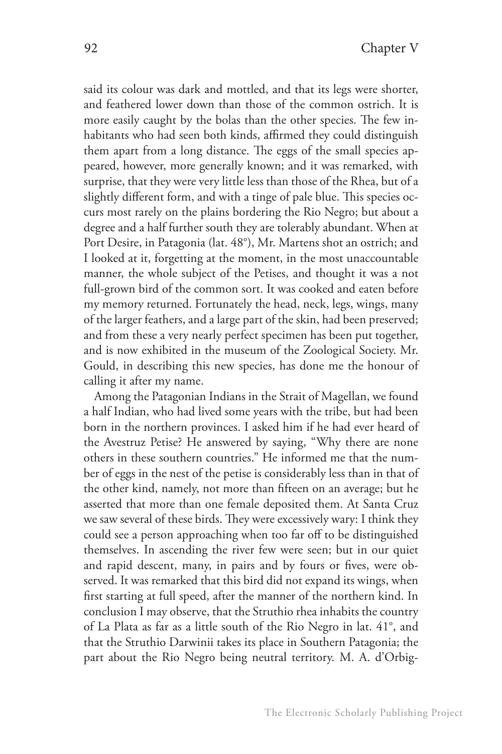said its colour was dark and mottled, and that its legs were shorter, and feathered lower down than those of the common ostrich. It is more easily caught by the bolas than the other species. The few inhabitants who had seen both kinds, affirmed they could distinguish them apart from a long distance. The eggs of the small species appeared, however, more generally known; and it was remarked, with surprise, that they were very little less than those of the Rhea, but of a slightly different form, and with a tinge of pale blue. This species occurs most rarely on the plains bordering the Rio Negro; but about a degree and a half further south they are tolerably abundant. When at Port Desire, in Patagonia (lat. 48°), Mr. Martens shot an ostrich; and I looked at it, forgetting at the moment, in the most unaccountable manner, the whole subject of the Petises, and thought it was a not full-grown bird of the common sort. It was cooked and eaten before my memory returned. Fortunately the head, neck, legs, wings, many of the larger feathers, and a large part of the skin, had been preserved; and from these a very nearly perfect specimen has been put together, and is now exhibited in the museum of the Zoological Society. Mr. Gould, in describing this new species, has done me the honour of calling it after my name.

Among the Patagonian Indians in the Strait of Magellan, we found a half Indian, who had lived some years with the tribe, but had been born in the northern provinces. I asked him if he had ever heard of the Avestruz Petise? He answered by saying, "Why there are none others in these southern countries." He informed me that the number of eggs in the nest of the petise is considerably less than in that of the other kind, namely, not more than fifteen on an average; but he asserted that more than one female deposited them. At Santa Cruz we saw several of these birds. They were excessively wary: I think they could see a person approaching when too far off to be distinguished themselves. In ascending the river few were seen; but in our quiet and rapid descent, many, in pairs and by fours or fives, were observed. It was remarked that this bird did not expand its wings, when first starting at full speed, after the manner of the northern kind. In conclusion I may observe, that the Struthio rhea inhabits the country of La Plata as far as a little south of the Rio Negro in lat. 41°, and that the Struthio Darwinii takes its place in Southern Patagonia; the part about the Rio Negro being neutral territory. M. A. d'Orbig-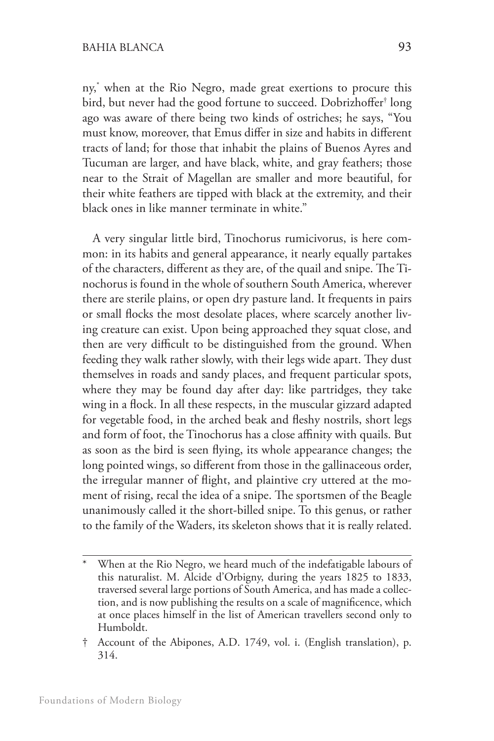ny,[*] when at the Rio Negro, made great exertions to procure this bird, but never had the good fortune to succeed. Dobrizhoffer[†] long ago was aware of there being two kinds of ostriches; he says, "You must know, moreover, that Emus differ in size and habits in different tracts of land; for those that inhabit the plains of Buenos Ayres and Tucuman are larger, and have black, white, and gray feathers; those near to the Strait of Magellan are smaller and more beautiful, for their white feathers are tipped with black at the extremity, and their black ones in like manner terminate in white."

A very singular little bird, Tinochorus rumicivorus, is here common: in its habits and general appearance, it nearly equally partakes of the characters, different as they are, of the quail and snipe. The Tinochorus is found in the whole of southern South America, wherever there are sterile plains, or open dry pasture land. It frequents in pairs or small flocks the most desolate places, where scarcely another living creature can exist. Upon being approached they squat close, and then are very difficult to be distinguished from the ground. When feeding they walk rather slowly, with their legs wide apart. They dust themselves in roads and sandy places, and frequent particular spots, where they may be found day after day: like partridges, they take wing in a flock. In all these respects, in the muscular gizzard adapted for vegetable food, in the arched beak and fleshy nostrils, short legs and form of foot, the Tinochorus has a close affinity with quails. But as soon as the bird is seen flying, its whole appearance changes; the long pointed wings, so different from those in the gallinaceous order, the irregular manner of flight, and plaintive cry uttered at the moment of rising, recal the idea of a snipe. The sportsmen of the Beagle unanimously called it the short-billed snipe. To this genus, or rather to the family of the Waders, its skeleton shows that it is really related.

---

[*] When at the Rio Negro, we heard much of the indefatigable labours of this naturalist. M. Alcide d'Orbigny, during the years 1825 to 1833, traversed several large portions of South America, and has made a collection, and is now publishing the results on a scale of magnificence, which at once places himself in the list of American travellers second only to Humboldt.

[†] Account of the Abipones, A.D. 1749, vol. i. (English translation), p. 314.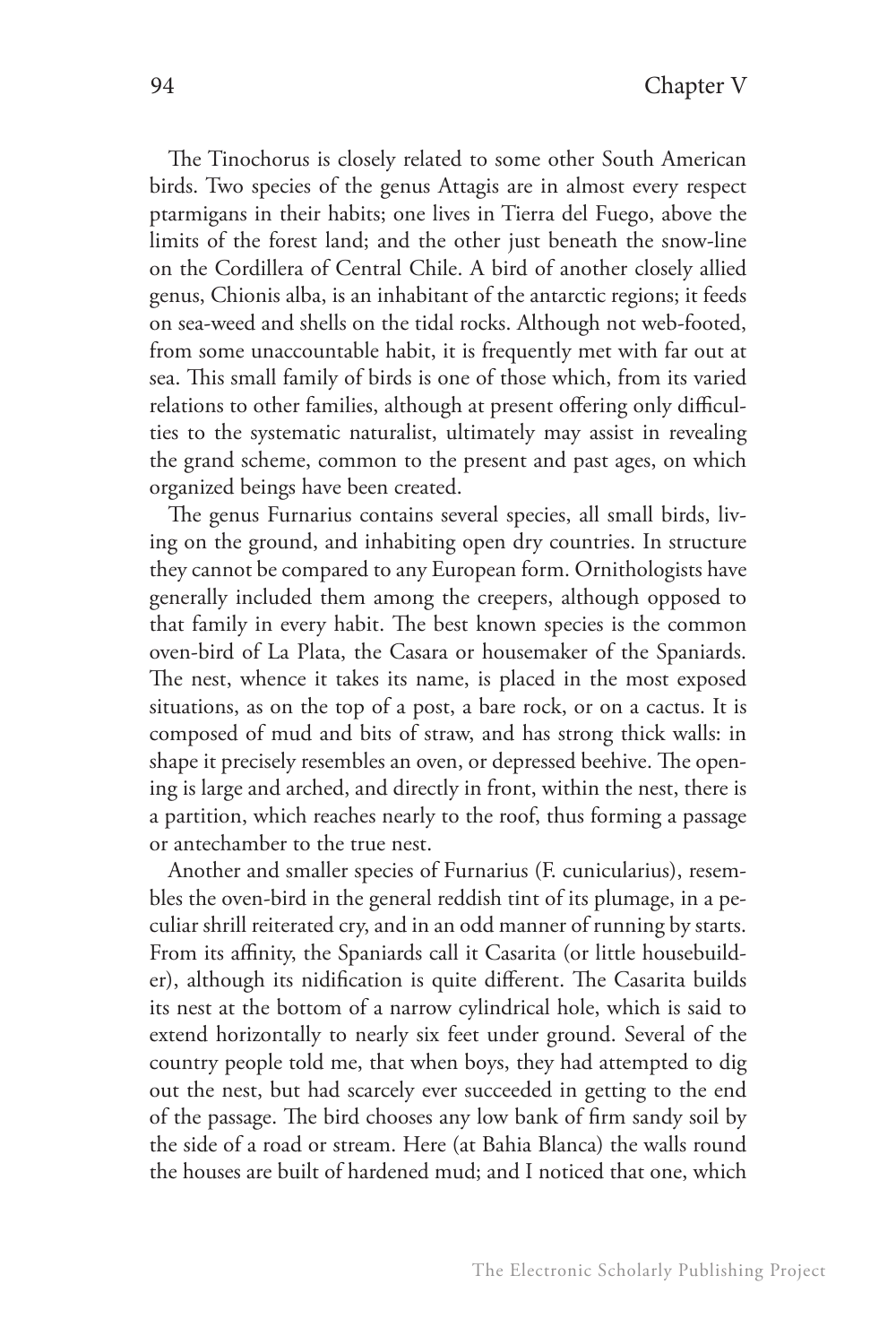The Tinochorus is closely related to some other South American birds. Two species of the genus Attagis are in almost every respect ptarmigans in their habits; one lives in Tierra del Fuego, above the limits of the forest land; and the other just beneath the snow-line on the Cordillera of Central Chile. A bird of another closely allied genus, Chionis alba, is an inhabitant of the antarctic regions; it feeds on sea-weed and shells on the tidal rocks. Although not web-footed, from some unaccountable habit, it is frequently met with far out at sea. This small family of birds is one of those which, from its varied relations to other families, although at present offering only difficulties to the systematic naturalist, ultimately may assist in revealing the grand scheme, common to the present and past ages, on which organized beings have been created.

The genus Furnarius contains several species, all small birds, living on the ground, and inhabiting open dry countries. In structure they cannot be compared to any European form. Ornithologists have generally included them among the creepers, although opposed to that family in every habit. The best known species is the common oven-bird of La Plata, the Casara or housemaker of the Spaniards. The nest, whence it takes its name, is placed in the most exposed situations, as on the top of a post, a bare rock, or on a cactus. It is composed of mud and bits of straw, and has strong thick walls: in shape it precisely resembles an oven, or depressed beehive. The opening is large and arched, and directly in front, within the nest, there is a partition, which reaches nearly to the roof, thus forming a passage or antechamber to the true nest.

Another and smaller species of Furnarius (F. cunicularius), resembles the oven-bird in the general reddish tint of its plumage, in a peculiar shrill reiterated cry, and in an odd manner of running by starts. From its affinity, the Spaniards call it Casarita (or little housebuilder), although its nidification is quite different. The Casarita builds its nest at the bottom of a narrow cylindrical hole, which is said to extend horizontally to nearly six feet under ground. Several of the country people told me, that when boys, they had attempted to dig out the nest, but had scarcely ever succeeded in getting to the end of the passage. The bird chooses any low bank of firm sandy soil by the side of a road or stream. Here (at Bahia Blanca) the walls round the houses are built of hardened mud; and I noticed that one, which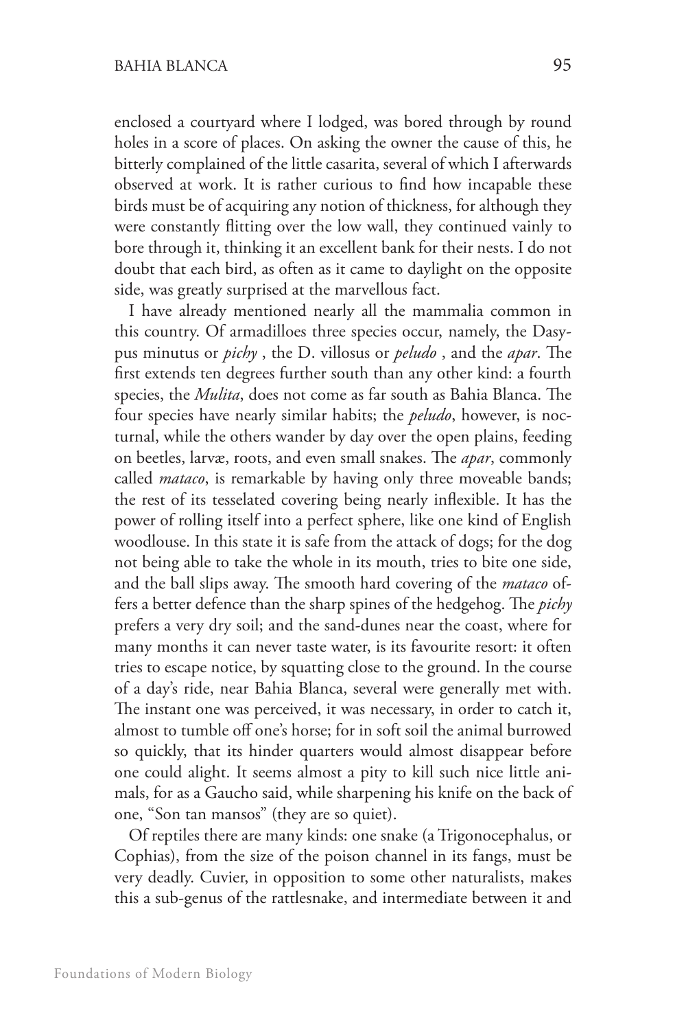enclosed a courtyard where I lodged, was bored through by round holes in a score of places. On asking the owner the cause of this, he bitterly complained of the little casarita, several of which I afterwards observed at work. It is rather curious to find how incapable these birds must be of acquiring any notion of thickness, for although they were constantly flitting over the low wall, they continued vainly to bore through it, thinking it an excellent bank for their nests. I do not doubt that each bird, as often as it came to daylight on the opposite side, was greatly surprised at the marvellous fact.

I have already mentioned nearly all the mammalia common in this country. Of armadilloes three species occur, namely, the Dasypus minutus or *pichy* , the D. villosus or *peludo* , and the *apar*. The first extends ten degrees further south than any other kind: a fourth species, the *Mulita*, does not come as far south as Bahia Blanca. The four species have nearly similar habits; the *peludo*, however, is nocturnal, while the others wander by day over the open plains, feeding on beetles, larvæ, roots, and even small snakes. The *apar*, commonly called *mataco*, is remarkable by having only three moveable bands; the rest of its tesselated covering being nearly inflexible. It has the power of rolling itself into a perfect sphere, like one kind of English woodlouse. In this state it is safe from the attack of dogs; for the dog not being able to take the whole in its mouth, tries to bite one side, and the ball slips away. The smooth hard covering of the *mataco* offers a better defence than the sharp spines of the hedgehog. The *pichy* prefers a very dry soil; and the sand-dunes near the coast, where for many months it can never taste water, is its favourite resort: it often tries to escape notice, by squatting close to the ground. In the course of a day's ride, near Bahia Blanca, several were generally met with. The instant one was perceived, it was necessary, in order to catch it, almost to tumble off one's horse; for in soft soil the animal burrowed so quickly, that its hinder quarters would almost disappear before one could alight. It seems almost a pity to kill such nice little animals, for as a Gaucho said, while sharpening his knife on the back of one, "Son tan mansos" (they are so quiet).

Of reptiles there are many kinds: one snake (a Trigonocephalus, or Cophias), from the size of the poison channel in its fangs, must be very deadly. Cuvier, in opposition to some other naturalists, makes this a sub-genus of the rattlesnake, and intermediate between it and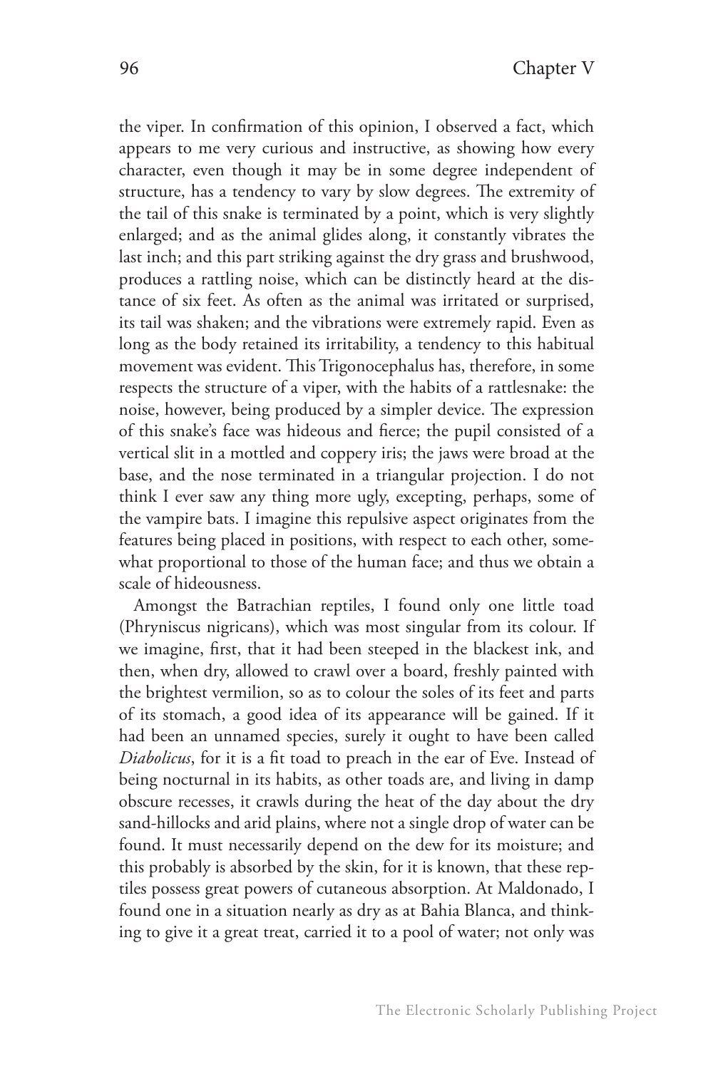the viper. In confirmation of this opinion, I observed a fact, which appears to me very curious and instructive, as showing how every character, even though it may be in some degree independent of structure, has a tendency to vary by slow degrees. The extremity of the tail of this snake is terminated by a point, which is very slightly enlarged; and as the animal glides along, it constantly vibrates the last inch; and this part striking against the dry grass and brushwood, produces a rattling noise, which can be distinctly heard at the distance of six feet. As often as the animal was irritated or surprised, its tail was shaken; and the vibrations were extremely rapid. Even as long as the body retained its irritability, a tendency to this habitual movement was evident. This Trigonocephalus has, therefore, in some respects the structure of a viper, with the habits of a rattlesnake: the noise, however, being produced by a simpler device. The expression of this snake's face was hideous and fierce; the pupil consisted of a vertical slit in a mottled and coppery iris; the jaws were broad at the base, and the nose terminated in a triangular projection. I do not think I ever saw any thing more ugly, excepting, perhaps, some of the vampire bats. I imagine this repulsive aspect originates from the features being placed in positions, with respect to each other, somewhat proportional to those of the human face; and thus we obtain a scale of hideousness.

Amongst the Batrachian reptiles, I found only one little toad (Phryniscus nigricans), which was most singular from its colour. If we imagine, first, that it had been steeped in the blackest ink, and then, when dry, allowed to crawl over a board, freshly painted with the brightest vermilion, so as to colour the soles of its feet and parts of its stomach, a good idea of its appearance will be gained. If it had been an unnamed species, surely it ought to have been called *Diabolicus*, for it is a fit toad to preach in the ear of Eve. Instead of being nocturnal in its habits, as other toads are, and living in damp obscure recesses, it crawls during the heat of the day about the dry sand-hillocks and arid plains, where not a single drop of water can be found. It must necessarily depend on the dew for its moisture; and this probably is absorbed by the skin, for it is known, that these reptiles possess great powers of cutaneous absorption. At Maldonado, I found one in a situation nearly as dry as at Bahia Blanca, and thinking to give it a great treat, carried it to a pool of water; not only was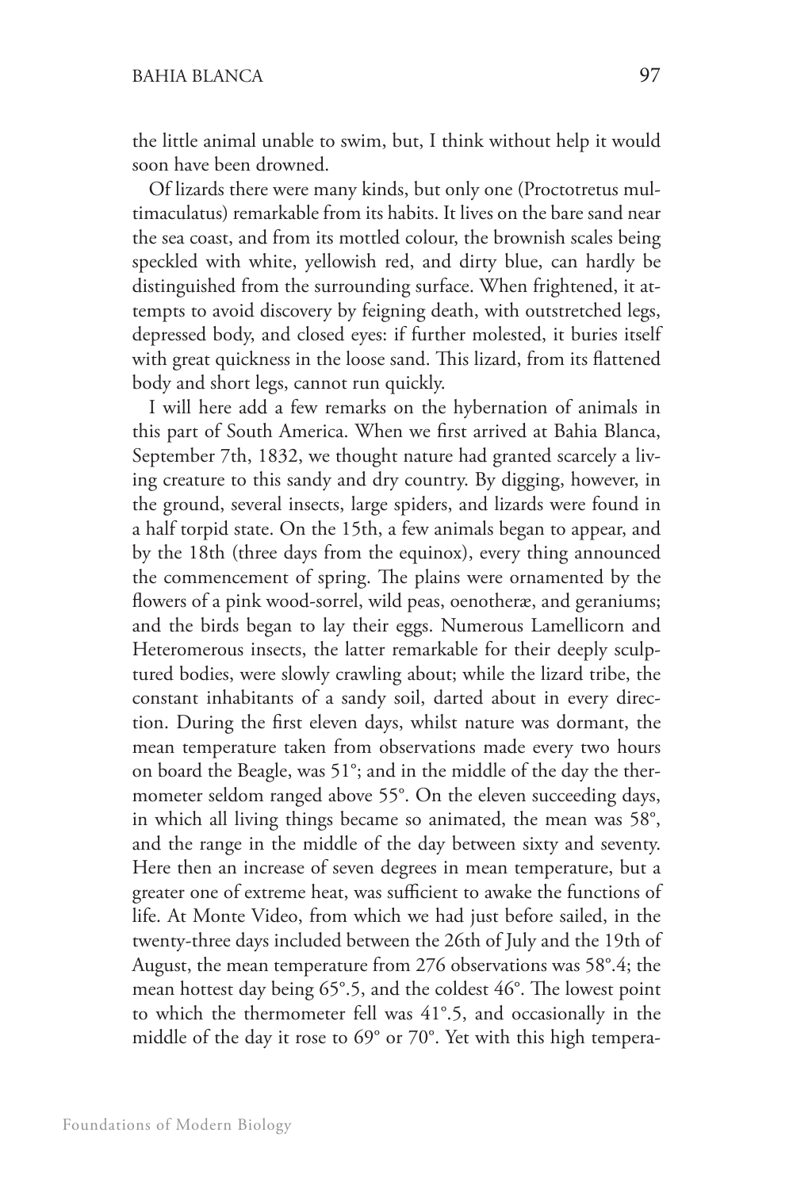the little animal unable to swim, but, I think without help it would soon have been drowned.

Of lizards there were many kinds, but only one (Proctotretus multimaculatus) remarkable from its habits. It lives on the bare sand near the sea coast, and from its mottled colour, the brownish scales being speckled with white, yellowish red, and dirty blue, can hardly be distinguished from the surrounding surface. When frightened, it attempts to avoid discovery by feigning death, with outstretched legs, depressed body, and closed eyes: if further molested, it buries itself with great quickness in the loose sand. This lizard, from its flattened body and short legs, cannot run quickly.

I will here add a few remarks on the hybernation of animals in this part of South America. When we first arrived at Bahia Blanca, September 7th, 1832, we thought nature had granted scarcely a living creature to this sandy and dry country. By digging, however, in the ground, several insects, large spiders, and lizards were found in a half torpid state. On the 15th, a few animals began to appear, and by the 18th (three days from the equinox), every thing announced the commencement of spring. The plains were ornamented by the flowers of a pink wood-sorrel, wild peas, oenotheræ, and geraniums; and the birds began to lay their eggs. Numerous Lamellicorn and Heteromerous insects, the latter remarkable for their deeply sculptured bodies, were slowly crawling about; while the lizard tribe, the constant inhabitants of a sandy soil, darted about in every direction. During the first eleven days, whilst nature was dormant, the mean temperature taken from observations made every two hours on board the Beagle, was 51°; and in the middle of the day the thermometer seldom ranged above 55°. On the eleven succeeding days, in which all living things became so animated, the mean was 58°, and the range in the middle of the day between sixty and seventy. Here then an increase of seven degrees in mean temperature, but a greater one of extreme heat, was sufficient to awake the functions of life. At Monte Video, from which we had just before sailed, in the twenty-three days included between the 26th of July and the 19th of August, the mean temperature from 276 observations was 58°.4; the mean hottest day being 65°.5, and the coldest 46°. The lowest point to which the thermometer fell was 41°.5, and occasionally in the middle of the day it rose to 69° or 70°. Yet with this high tempera-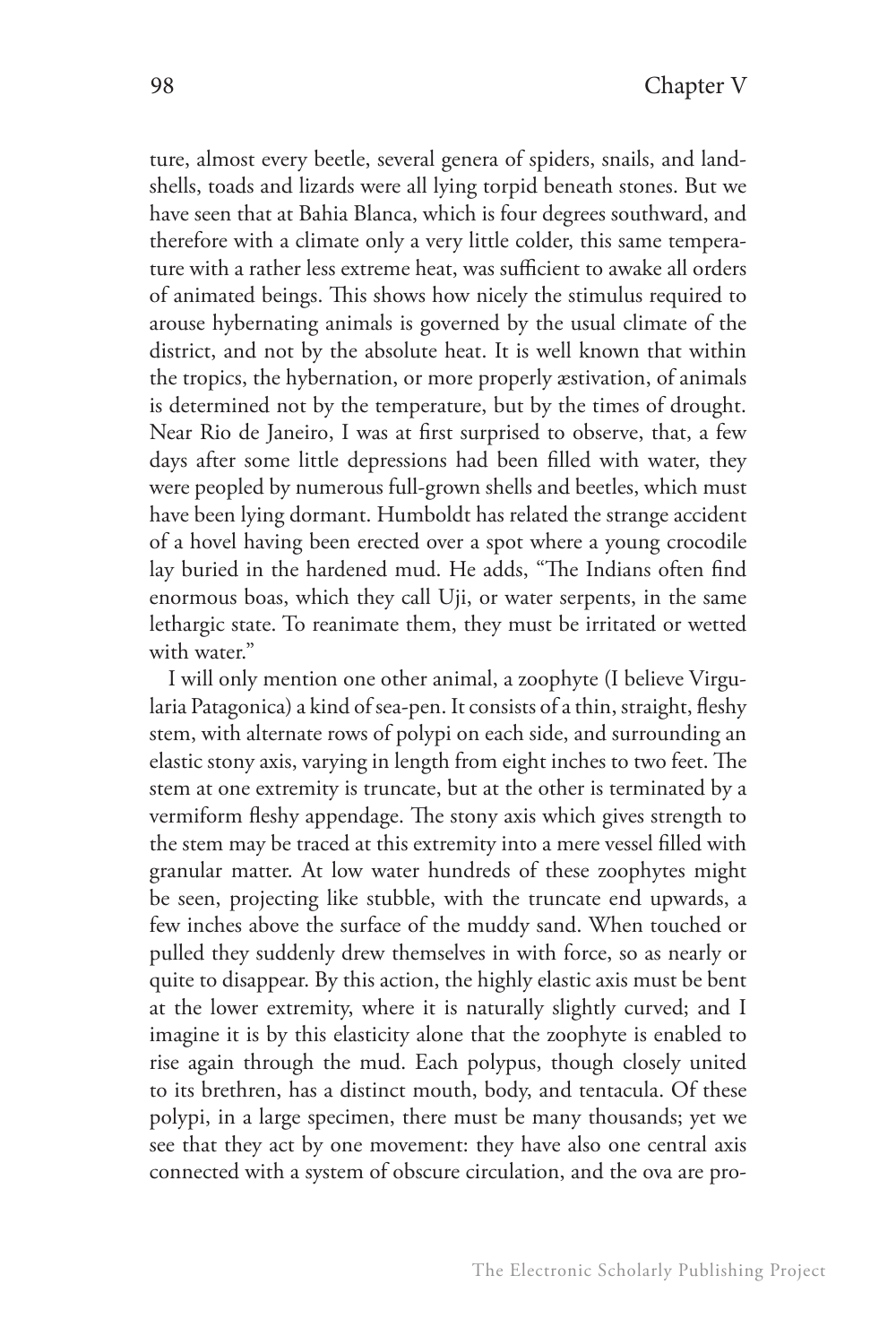ture, almost every beetle, several genera of spiders, snails, and land-shells, toads and lizards were all lying torpid beneath stones. But we have seen that at Bahia Blanca, which is four degrees southward, and therefore with a climate only a very little colder, this same temperature with a rather less extreme heat, was sufficient to awake all orders of animated beings. This shows how nicely the stimulus required to arouse hybernating animals is governed by the usual climate of the district, and not by the absolute heat. It is well known that within the tropics, the hybernation, or more properly æstivation, of animals is determined not by the temperature, but by the times of drought. Near Rio de Janeiro, I was at first surprised to observe, that, a few days after some little depressions had been filled with water, they were peopled by numerous full-grown shells and beetles, which must have been lying dormant. Humboldt has related the strange accident of a hovel having been erected over a spot where a young crocodile lay buried in the hardened mud. He adds, "The Indians often find enormous boas, which they call Uji, or water serpents, in the same lethargic state. To reanimate them, they must be irritated or wetted with water."

I will only mention one other animal, a zoophyte (I believe Virgularia Patagonica) a kind of sea-pen. It consists of a thin, straight, fleshy stem, with alternate rows of polypi on each side, and surrounding an elastic stony axis, varying in length from eight inches to two feet. The stem at one extremity is truncate, but at the other is terminated by a vermiform fleshy appendage. The stony axis which gives strength to the stem may be traced at this extremity into a mere vessel filled with granular matter. At low water hundreds of these zoophytes might be seen, projecting like stubble, with the truncate end upwards, a few inches above the surface of the muddy sand. When touched or pulled they suddenly drew themselves in with force, so as nearly or quite to disappear. By this action, the highly elastic axis must be bent at the lower extremity, where it is naturally slightly curved; and I imagine it is by this elasticity alone that the zoophyte is enabled to rise again through the mud. Each polypus, though closely united to its brethren, has a distinct mouth, body, and tentacula. Of these polypi, in a large specimen, there must be many thousands; yet we see that they act by one movement: they have also one central axis connected with a system of obscure circulation, and the ova are pro-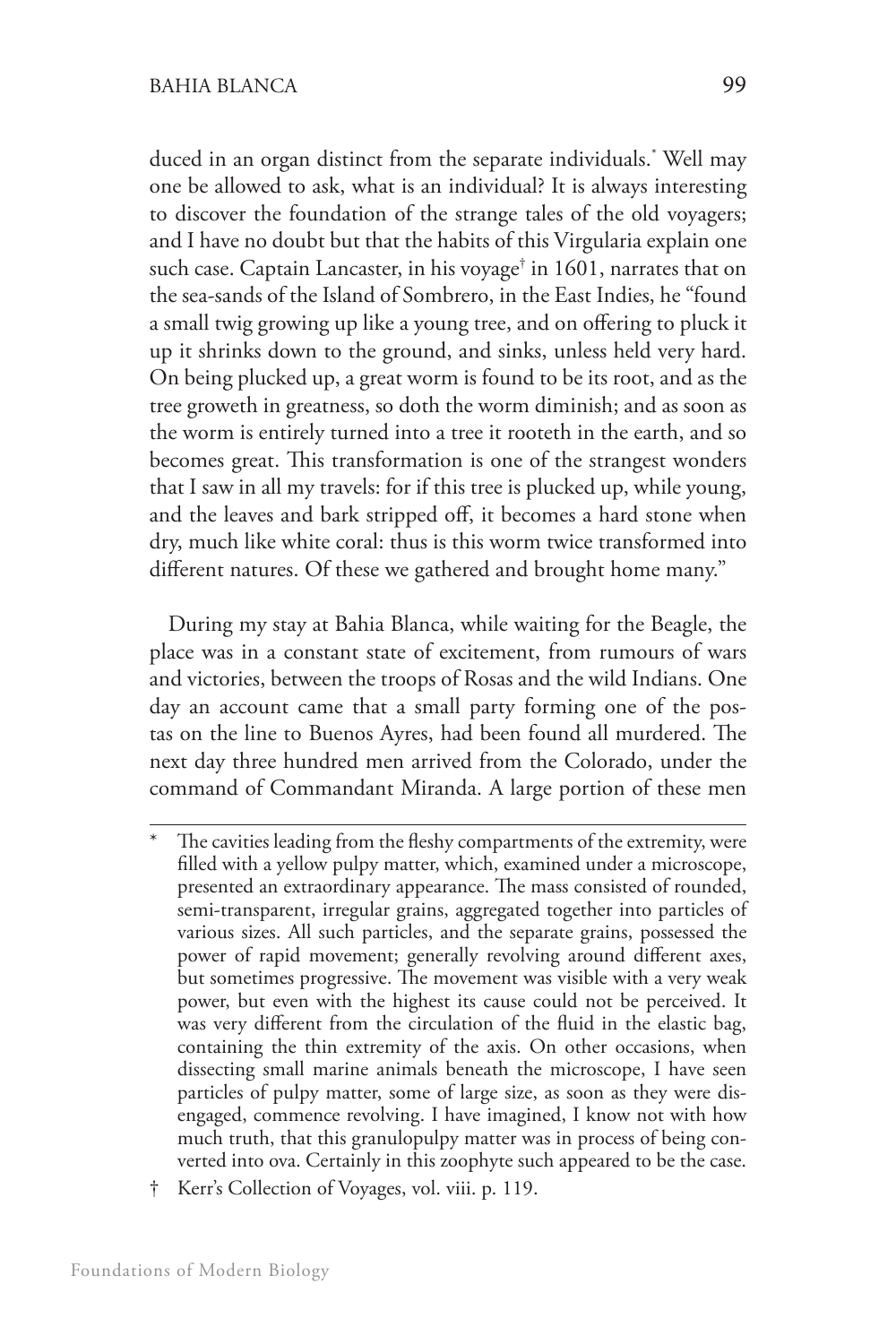duced in an organ distinct from the separate individuals.* Well may one be allowed to ask, what is an individual? It is always interesting to discover the foundation of the strange tales of the old voyagers; and I have no doubt but that the habits of this Virgularia explain one such case. Captain Lancaster, in his voyage† in 1601, narrates that on the sea-sands of the Island of Sombrero, in the East Indies, he "found a small twig growing up like a young tree, and on offering to pluck it up it shrinks down to the ground, and sinks, unless held very hard. On being plucked up, a great worm is found to be its root, and as the tree groweth in greatness, so doth the worm diminish; and as soon as the worm is entirely turned into a tree it rooteth in the earth, and so becomes great. This transformation is one of the strangest wonders that I saw in all my travels: for if this tree is plucked up, while young, and the leaves and bark stripped off, it becomes a hard stone when dry, much like white coral: thus is this worm twice transformed into different natures. Of these we gathered and brought home many."

During my stay at Bahia Blanca, while waiting for the Beagle, the place was in a constant state of excitement, from rumours of wars and victories, between the troops of Rosas and the wild Indians. One day an account came that a small party forming one of the postas on the line to Buenos Ayres, had been found all murdered. The next day three hundred men arrived from the Colorado, under the command of Commandant Miranda. A large portion of these men

---

\* The cavities leading from the fleshy compartments of the extremity, were filled with a yellow pulpy matter, which, examined under a microscope, presented an extraordinary appearance. The mass consisted of rounded, semi-transparent, irregular grains, aggregated together into particles of various sizes. All such particles, and the separate grains, possessed the power of rapid movement; generally revolving around different axes, but sometimes progressive. The movement was visible with a very weak power, but even with the highest its cause could not be perceived. It was very different from the circulation of the fluid in the elastic bag, containing the thin extremity of the axis. On other occasions, when dissecting small marine animals beneath the microscope, I have seen particles of pulpy matter, some of large size, as soon as they were disengaged, commence revolving. I have imagined, I know not with how much truth, that this granulopulpy matter was in process of being converted into ova. Certainly in this zoophyte such appeared to be the case.

† Kerr's Collection of Voyages, vol. viii. p. 119.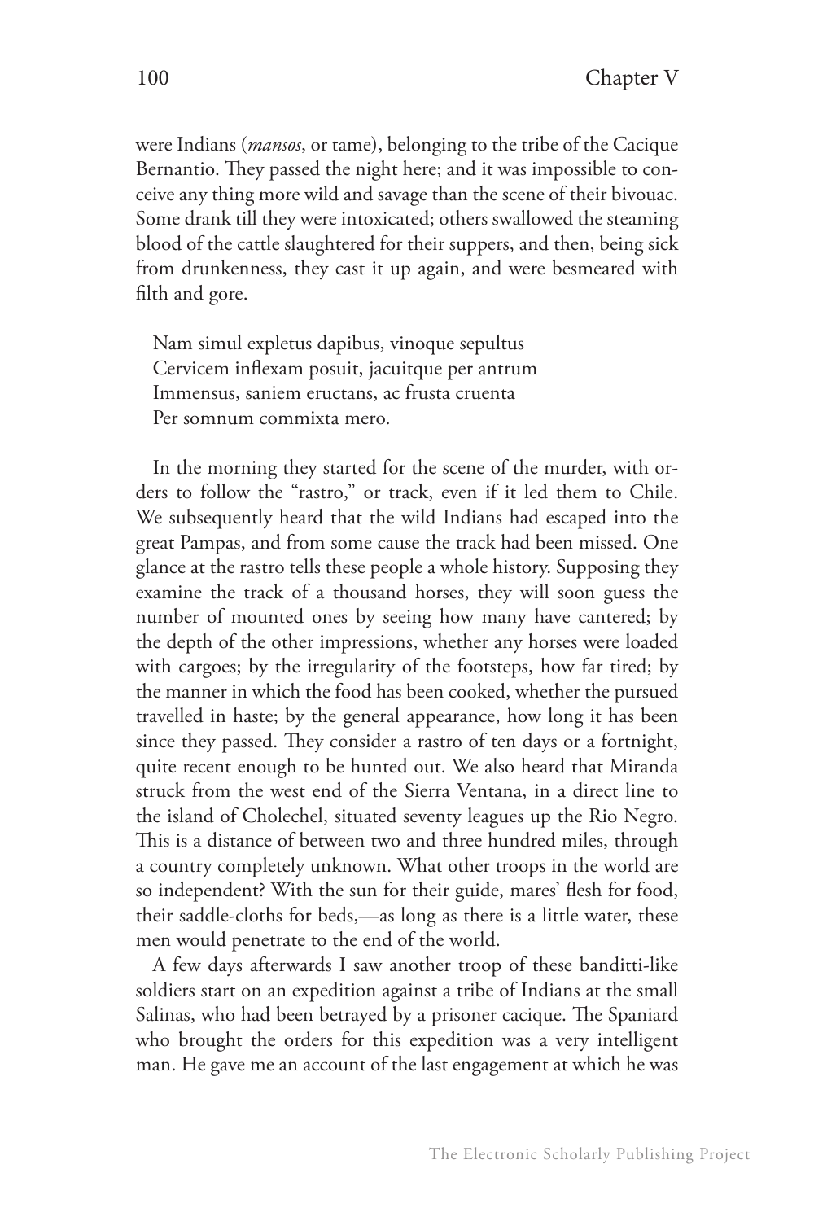were Indians (*mansos*, or tame), belonging to the tribe of the Cacique Bernantio. They passed the night here; and it was impossible to conceive any thing more wild and savage than the scene of their bivouac. Some drank till they were intoxicated; others swallowed the steaming blood of the cattle slaughtered for their suppers, and then, being sick from drunkenness, they cast it up again, and were besmeared with filth and gore.

> Nam simul expletus dapibus, vinoque sepultus
> Cervicem inflexam posuit, jacuitque per antrum
> Immensus, saniem eructans, ac frusta cruenta
> Per somnum commixta mero.

In the morning they started for the scene of the murder, with orders to follow the "rastro," or track, even if it led them to Chile. We subsequently heard that the wild Indians had escaped into the great Pampas, and from some cause the track had been missed. One glance at the rastro tells these people a whole history. Supposing they examine the track of a thousand horses, they will soon guess the number of mounted ones by seeing how many have cantered; by the depth of the other impressions, whether any horses were loaded with cargoes; by the irregularity of the footsteps, how far tired; by the manner in which the food has been cooked, whether the pursued travelled in haste; by the general appearance, how long it has been since they passed. They consider a rastro of ten days or a fortnight, quite recent enough to be hunted out. We also heard that Miranda struck from the west end of the Sierra Ventana, in a direct line to the island of Cholechel, situated seventy leagues up the Rio Negro. This is a distance of between two and three hundred miles, through a country completely unknown. What other troops in the world are so independent? With the sun for their guide, mares' flesh for food, their saddle-cloths for beds,—as long as there is a little water, these men would penetrate to the end of the world.

A few days afterwards I saw another troop of these banditti-like soldiers start on an expedition against a tribe of Indians at the small Salinas, who had been betrayed by a prisoner cacique. The Spaniard who brought the orders for this expedition was a very intelligent man. He gave me an account of the last engagement at which he was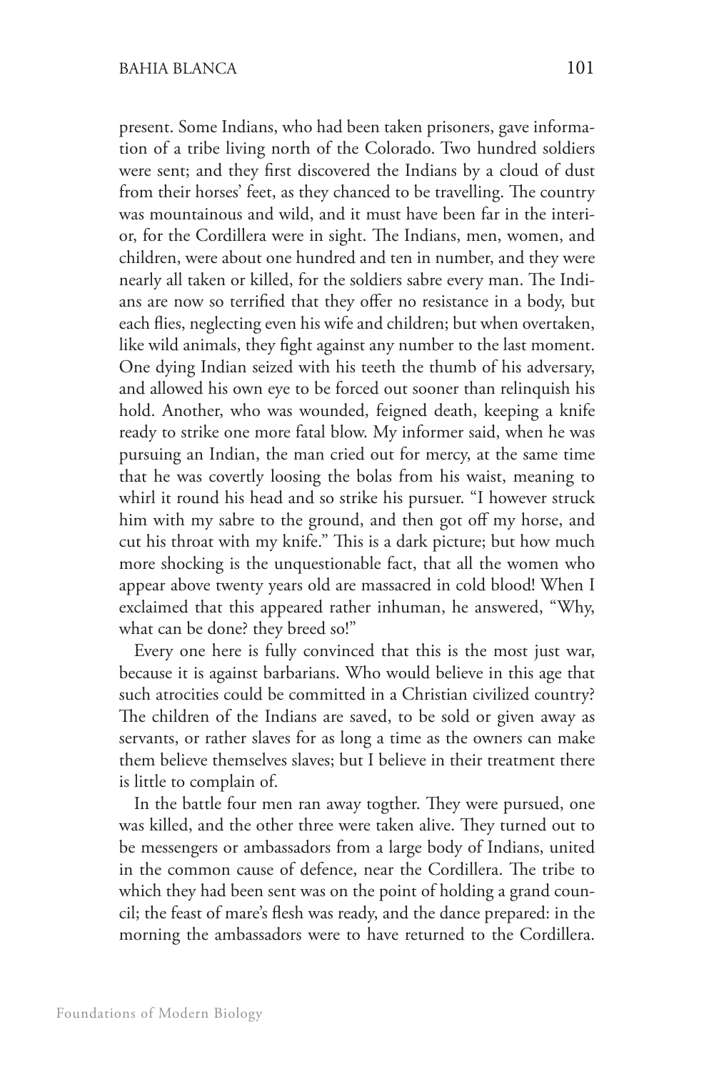present. Some Indians, who had been taken prisoners, gave information of a tribe living north of the Colorado. Two hundred soldiers were sent; and they first discovered the Indians by a cloud of dust from their horses' feet, as they chanced to be travelling. The country was mountainous and wild, and it must have been far in the interior, for the Cordillera were in sight. The Indians, men, women, and children, were about one hundred and ten in number, and they were nearly all taken or killed, for the soldiers sabre every man. The Indians are now so terrified that they offer no resistance in a body, but each flies, neglecting even his wife and children; but when overtaken, like wild animals, they fight against any number to the last moment. One dying Indian seized with his teeth the thumb of his adversary, and allowed his own eye to be forced out sooner than relinquish his hold. Another, who was wounded, feigned death, keeping a knife ready to strike one more fatal blow. My informer said, when he was pursuing an Indian, the man cried out for mercy, at the same time that he was covertly loosing the bolas from his waist, meaning to whirl it round his head and so strike his pursuer. "I however struck him with my sabre to the ground, and then got off my horse, and cut his throat with my knife." This is a dark picture; but how much more shocking is the unquestionable fact, that all the women who appear above twenty years old are massacred in cold blood! When I exclaimed that this appeared rather inhuman, he answered, "Why, what can be done? they breed so!"

Every one here is fully convinced that this is the most just war, because it is against barbarians. Who would believe in this age that such atrocities could be committed in a Christian civilized country? The children of the Indians are saved, to be sold or given away as servants, or rather slaves for as long a time as the owners can make them believe themselves slaves; but I believe in their treatment there is little to complain of.

In the battle four men ran away togther. They were pursued, one was killed, and the other three were taken alive. They turned out to be messengers or ambassadors from a large body of Indians, united in the common cause of defence, near the Cordillera. The tribe to which they had been sent was on the point of holding a grand council; the feast of mare's flesh was ready, and the dance prepared: in the morning the ambassadors were to have returned to the Cordillera.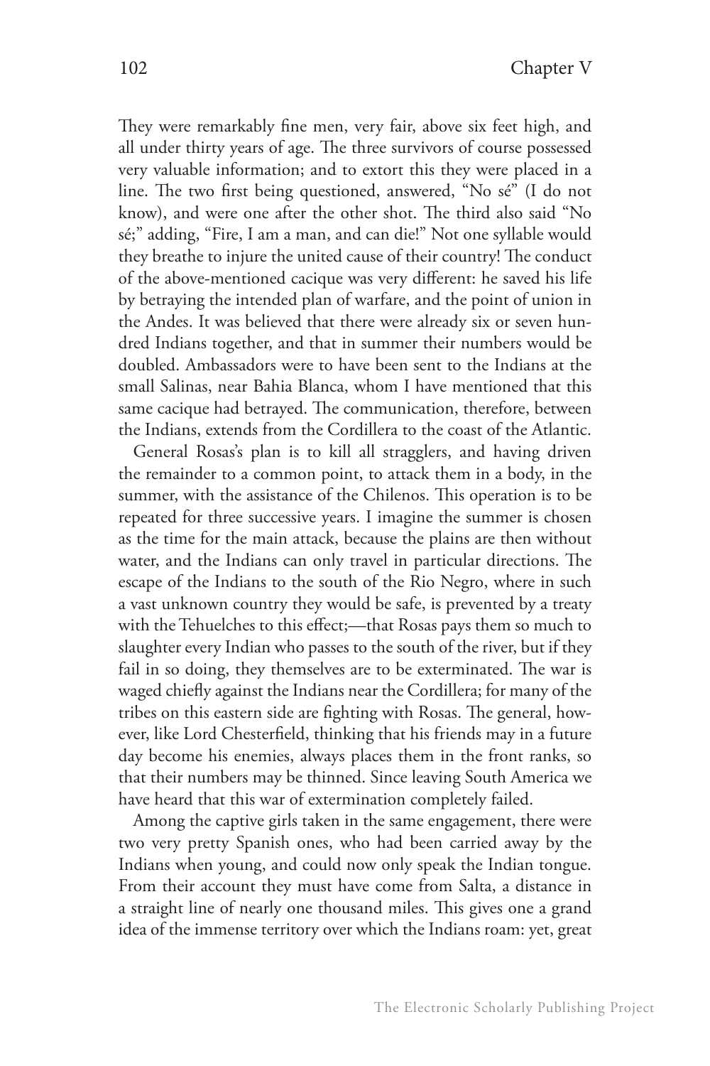They were remarkably fine men, very fair, above six feet high, and all under thirty years of age. The three survivors of course possessed very valuable information; and to extort this they were placed in a line. The two first being questioned, answered, "No sé" (I do not know), and were one after the other shot. The third also said "No sé;" adding, "Fire, I am a man, and can die!" Not one syllable would they breathe to injure the united cause of their country! The conduct of the above-mentioned cacique was very different: he saved his life by betraying the intended plan of warfare, and the point of union in the Andes. It was believed that there were already six or seven hundred Indians together, and that in summer their numbers would be doubled. Ambassadors were to have been sent to the Indians at the small Salinas, near Bahia Blanca, whom I have mentioned that this same cacique had betrayed. The communication, therefore, between the Indians, extends from the Cordillera to the coast of the Atlantic.

General Rosas's plan is to kill all stragglers, and having driven the remainder to a common point, to attack them in a body, in the summer, with the assistance of the Chilenos. This operation is to be repeated for three successive years. I imagine the summer is chosen as the time for the main attack, because the plains are then without water, and the Indians can only travel in particular directions. The escape of the Indians to the south of the Rio Negro, where in such a vast unknown country they would be safe, is prevented by a treaty with the Tehuelches to this effect;—that Rosas pays them so much to slaughter every Indian who passes to the south of the river, but if they fail in so doing, they themselves are to be exterminated. The war is waged chiefly against the Indians near the Cordillera; for many of the tribes on this eastern side are fighting with Rosas. The general, however, like Lord Chesterfield, thinking that his friends may in a future day become his enemies, always places them in the front ranks, so that their numbers may be thinned. Since leaving South America we have heard that this war of extermination completely failed.

Among the captive girls taken in the same engagement, there were two very pretty Spanish ones, who had been carried away by the Indians when young, and could now only speak the Indian tongue. From their account they must have come from Salta, a distance in a straight line of nearly one thousand miles. This gives one a grand idea of the immense territory over which the Indians roam: yet, great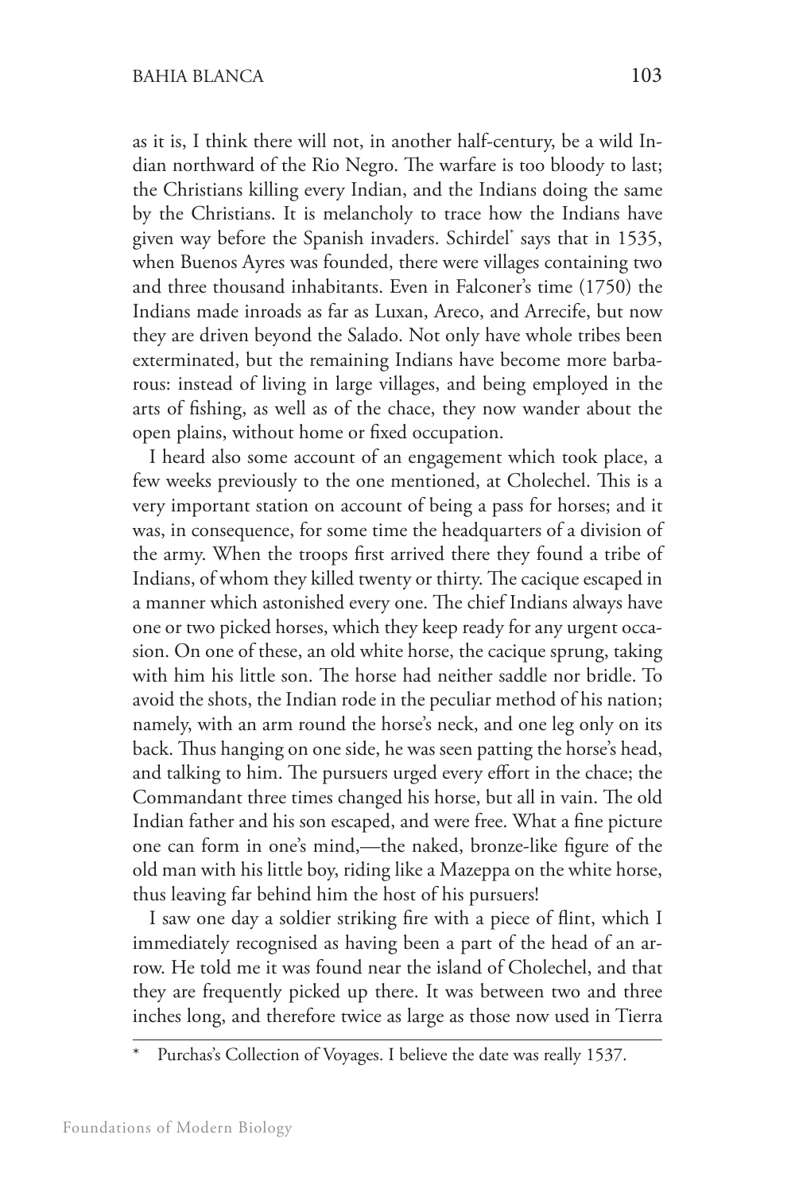as it is, I think there will not, in another half-century, be a wild Indian northward of the Rio Negro. The warfare is too bloody to last; the Christians killing every Indian, and the Indians doing the same by the Christians. It is melancholy to trace how the Indians have given way before the Spanish invaders. Schirdel* says that in 1535, when Buenos Ayres was founded, there were villages containing two and three thousand inhabitants. Even in Falconer's time (1750) the Indians made inroads as far as Luxan, Areco, and Arrecife, but now they are driven beyond the Salado. Not only have whole tribes been exterminated, but the remaining Indians have become more barbarous: instead of living in large villages, and being employed in the arts of fishing, as well as of the chace, they now wander about the open plains, without home or fixed occupation.

I heard also some account of an engagement which took place, a few weeks previously to the one mentioned, at Cholechel. This is a very important station on account of being a pass for horses; and it was, in consequence, for some time the headquarters of a division of the army. When the troops first arrived there they found a tribe of Indians, of whom they killed twenty or thirty. The cacique escaped in a manner which astonished every one. The chief Indians always have one or two picked horses, which they keep ready for any urgent occasion. On one of these, an old white horse, the cacique sprung, taking with him his little son. The horse had neither saddle nor bridle. To avoid the shots, the Indian rode in the peculiar method of his nation; namely, with an arm round the horse's neck, and one leg only on its back. Thus hanging on one side, he was seen patting the horse's head, and talking to him. The pursuers urged every effort in the chace; the Commandant three times changed his horse, but all in vain. The old Indian father and his son escaped, and were free. What a fine picture one can form in one's mind,—the naked, bronze-like figure of the old man with his little boy, riding like a Mazeppa on the white horse, thus leaving far behind him the host of his pursuers!

I saw one day a soldier striking fire with a piece of flint, which I immediately recognised as having been a part of the head of an arrow. He told me it was found near the island of Cholechel, and that they are frequently picked up there. It was between two and three inches long, and therefore twice as large as those now used in Tierra

---

\* Purchas's Collection of Voyages. I believe the date was really 1537.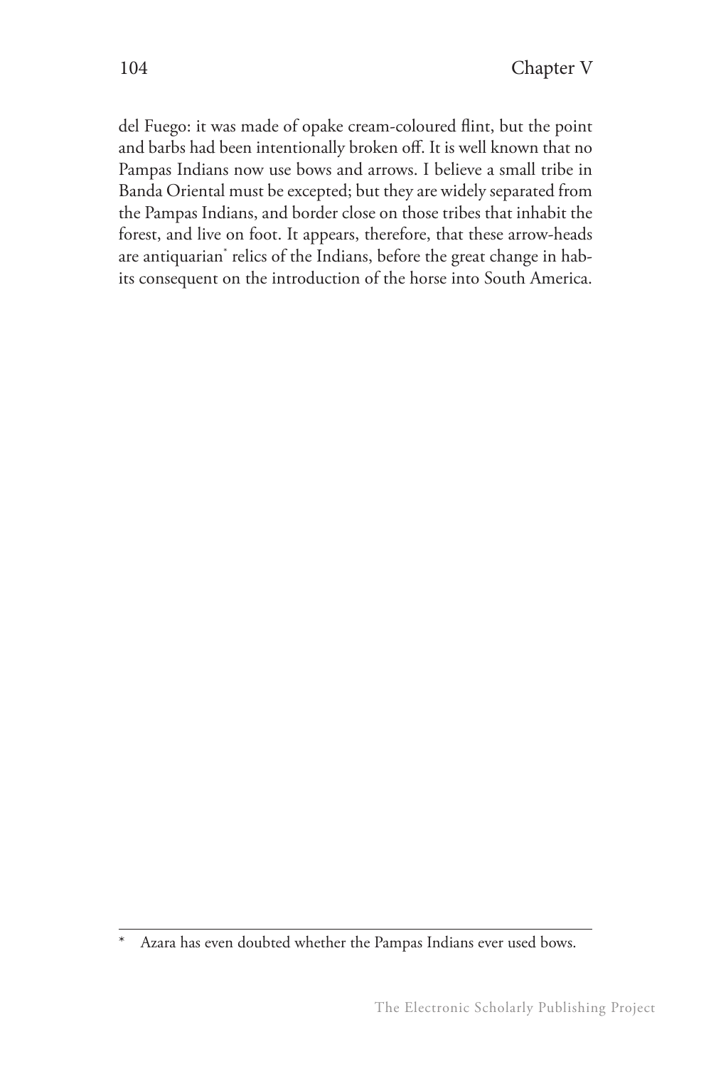del Fuego: it was made of opake cream-coloured flint, but the point and barbs had been intentionally broken off. It is well known that no Pampas Indians now use bows and arrows. I believe a small tribe in Banda Oriental must be excepted; but they are widely separated from the Pampas Indians, and border close on those tribes that inhabit the forest, and live on foot. It appears, therefore, that these arrow-heads are antiquarian* relics of the Indians, before the great change in habits consequent on the introduction of the horse into South America.

---

* Azara has even doubted whether the Pampas Indians ever used bows.